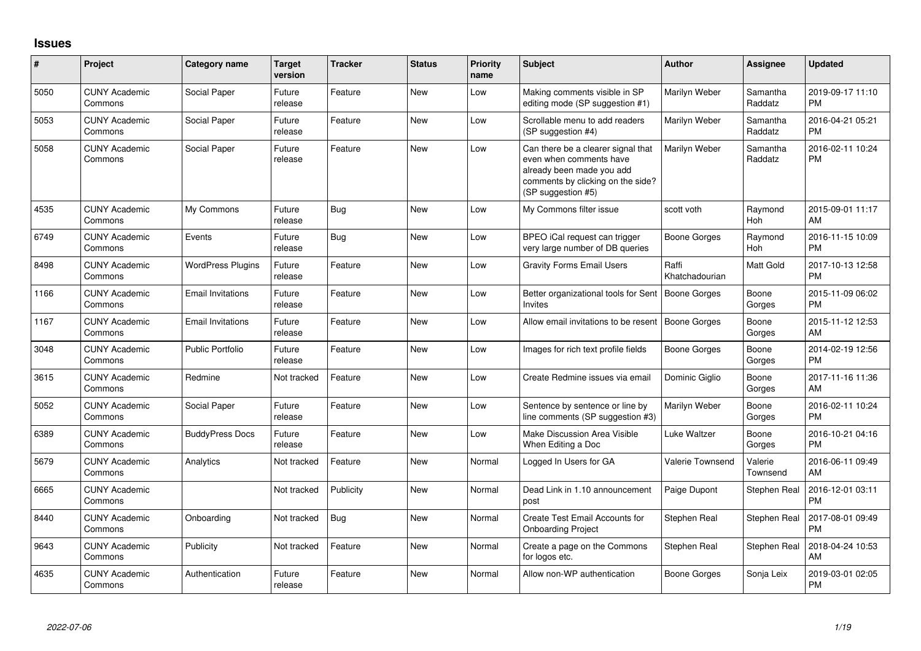# Issues

| # | Project | Category name | Target version | Tracker | Status | Priority name | Subject | Author | Assignee | Updated |
|---|---|---|---|---|---|---|---|---|---|---|
| 5050 | CUNY Academic Commons | Social Paper | Future release | Feature | New | Low | Making comments visible in SP editing mode (SP suggestion #1) | Marilyn Weber | Samantha Raddatz | 2019-09-17 11:10 PM |
| 5053 | CUNY Academic Commons | Social Paper | Future release | Feature | New | Low | Scrollable menu to add readers (SP suggestion #4) | Marilyn Weber | Samantha Raddatz | 2016-04-21 05:21 PM |
| 5058 | CUNY Academic Commons | Social Paper | Future release | Feature | New | Low | Can there be a clearer signal that even when comments have already been made you add comments by clicking on the side? (SP suggestion #5) | Marilyn Weber | Samantha Raddatz | 2016-02-11 10:24 PM |
| 4535 | CUNY Academic Commons | My Commons | Future release | Bug | New | Low | My Commons filter issue | scott voth | Raymond Hoh | 2015-09-01 11:17 AM |
| 6749 | CUNY Academic Commons | Events | Future release | Bug | New | Low | BPEO iCal request can trigger very large number of DB queries | Boone Gorges | Raymond Hoh | 2016-11-15 10:09 PM |
| 8498 | CUNY Academic Commons | WordPress Plugins | Future release | Feature | New | Low | Gravity Forms Email Users | Raffi Khatchadourian | Matt Gold | 2017-10-13 12:58 PM |
| 1166 | CUNY Academic Commons | Email Invitations | Future release | Feature | New | Low | Better organizational tools for Sent Invites | Boone Gorges | Boone Gorges | 2015-11-09 06:02 PM |
| 1167 | CUNY Academic Commons | Email Invitations | Future release | Feature | New | Low | Allow email invitations to be resent | Boone Gorges | Boone Gorges | 2015-11-12 12:53 AM |
| 3048 | CUNY Academic Commons | Public Portfolio | Future release | Feature | New | Low | Images for rich text profile fields | Boone Gorges | Boone Gorges | 2014-02-19 12:56 PM |
| 3615 | CUNY Academic Commons | Redmine | Not tracked | Feature | New | Low | Create Redmine issues via email | Dominic Giglio | Boone Gorges | 2017-11-16 11:36 AM |
| 5052 | CUNY Academic Commons | Social Paper | Future release | Feature | New | Low | Sentence by sentence or line by line comments (SP suggestion #3) | Marilyn Weber | Boone Gorges | 2016-02-11 10:24 PM |
| 6389 | CUNY Academic Commons | BuddyPress Docs | Future release | Feature | New | Low | Make Discussion Area Visible When Editing a Doc | Luke Waltzer | Boone Gorges | 2016-10-21 04:16 PM |
| 5679 | CUNY Academic Commons | Analytics | Not tracked | Feature | New | Normal | Logged In Users for GA | Valerie Townsend | Valerie Townsend | 2016-06-11 09:49 AM |
| 6665 | CUNY Academic Commons | | Not tracked | Publicity | New | Normal | Dead Link in 1.10 announcement post | Paige Dupont | Stephen Real | 2016-12-01 03:11 PM |
| 8440 | CUNY Academic Commons | Onboarding | Not tracked | Bug | New | Normal | Create Test Email Accounts for Onboarding Project | Stephen Real | Stephen Real | 2017-08-01 09:49 PM |
| 9643 | CUNY Academic Commons | Publicity | Not tracked | Feature | New | Normal | Create a page on the Commons for logos etc. | Stephen Real | Stephen Real | 2018-04-24 10:53 AM |
| 4635 | CUNY Academic Commons | Authentication | Future release | Feature | New | Normal | Allow non-WP authentication | Boone Gorges | Sonja Leix | 2019-03-01 02:05 PM |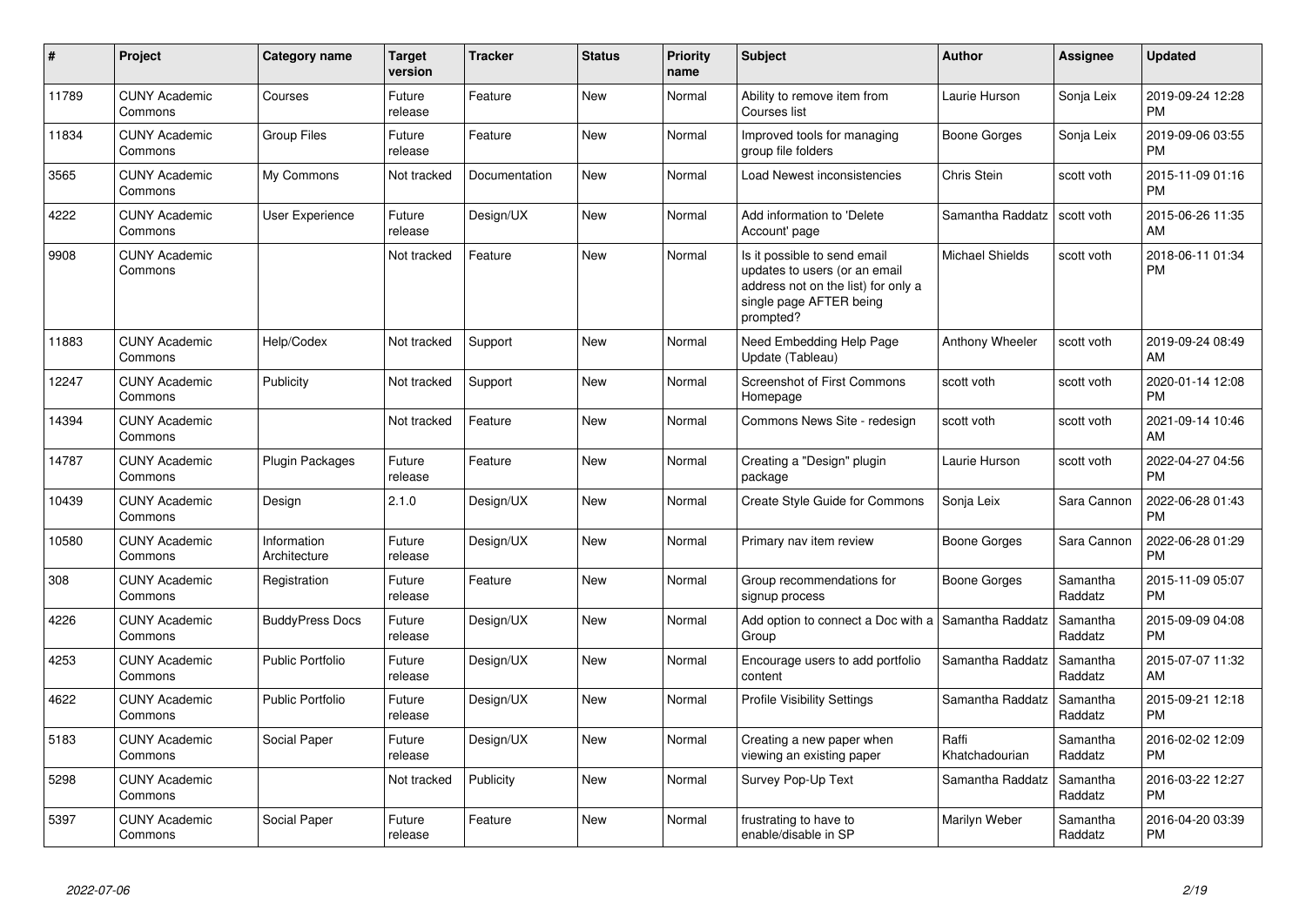| # | Project | Category name | Target version | Tracker | Status | Priority name | Subject | Author | Assignee | Updated |
|---|---|---|---|---|---|---|---|---|---|---|
| 11789 | CUNY Academic Commons | Courses | Future release | Feature | New | Normal | Ability to remove item from Courses list | Laurie Hurson | Sonja Leix | 2019-09-24 12:28 PM |
| 11834 | CUNY Academic Commons | Group Files | Future release | Feature | New | Normal | Improved tools for managing group file folders | Boone Gorges | Sonja Leix | 2019-09-06 03:55 PM |
| 3565 | CUNY Academic Commons | My Commons | Not tracked | Documentation | New | Normal | Load Newest inconsistencies | Chris Stein | scott voth | 2015-11-09 01:16 PM |
| 4222 | CUNY Academic Commons | User Experience | Future release | Design/UX | New | Normal | Add information to 'Delete Account' page | Samantha Raddatz | scott voth | 2015-06-26 11:35 AM |
| 9908 | CUNY Academic Commons | | Not tracked | Feature | New | Normal | Is it possible to send email updates to users (or an email address not on the list) for only a single page AFTER being prompted? | Michael Shields | scott voth | 2018-06-11 01:34 PM |
| 11883 | CUNY Academic Commons | Help/Codex | Not tracked | Support | New | Normal | Need Embedding Help Page Update (Tableau) | Anthony Wheeler | scott voth | 2019-09-24 08:49 AM |
| 12247 | CUNY Academic Commons | Publicity | Not tracked | Support | New | Normal | Screenshot of First Commons Homepage | scott voth | scott voth | 2020-01-14 12:08 PM |
| 14394 | CUNY Academic Commons | | Not tracked | Feature | New | Normal | Commons News Site - redesign | scott voth | scott voth | 2021-09-14 10:46 AM |
| 14787 | CUNY Academic Commons | Plugin Packages | Future release | Feature | New | Normal | Creating a "Design" plugin package | Laurie Hurson | scott voth | 2022-04-27 04:56 PM |
| 10439 | CUNY Academic Commons | Design | 2.1.0 | Design/UX | New | Normal | Create Style Guide for Commons | Sonja Leix | Sara Cannon | 2022-06-28 01:43 PM |
| 10580 | CUNY Academic Commons | Information Architecture | Future release | Design/UX | New | Normal | Primary nav item review | Boone Gorges | Sara Cannon | 2022-06-28 01:29 PM |
| 308 | CUNY Academic Commons | Registration | Future release | Feature | New | Normal | Group recommendations for signup process | Boone Gorges | Samantha Raddatz | 2015-11-09 05:07 PM |
| 4226 | CUNY Academic Commons | BuddyPress Docs | Future release | Design/UX | New | Normal | Add option to connect a Doc with a Group | Samantha Raddatz | Samantha Raddatz | 2015-09-09 04:08 PM |
| 4253 | CUNY Academic Commons | Public Portfolio | Future release | Design/UX | New | Normal | Encourage users to add portfolio content | Samantha Raddatz | Samantha Raddatz | 2015-07-07 11:32 AM |
| 4622 | CUNY Academic Commons | Public Portfolio | Future release | Design/UX | New | Normal | Profile Visibility Settings | Samantha Raddatz | Samantha Raddatz | 2015-09-21 12:18 PM |
| 5183 | CUNY Academic Commons | Social Paper | Future release | Design/UX | New | Normal | Creating a new paper when viewing an existing paper | Raffi Khatchadourian | Samantha Raddatz | 2016-02-02 12:09 PM |
| 5298 | CUNY Academic Commons | | Not tracked | Publicity | New | Normal | Survey Pop-Up Text | Samantha Raddatz | Samantha Raddatz | 2016-03-22 12:27 PM |
| 5397 | CUNY Academic Commons | Social Paper | Future release | Feature | New | Normal | frustrating to have to enable/disable in SP | Marilyn Weber | Samantha Raddatz | 2016-04-20 03:39 PM |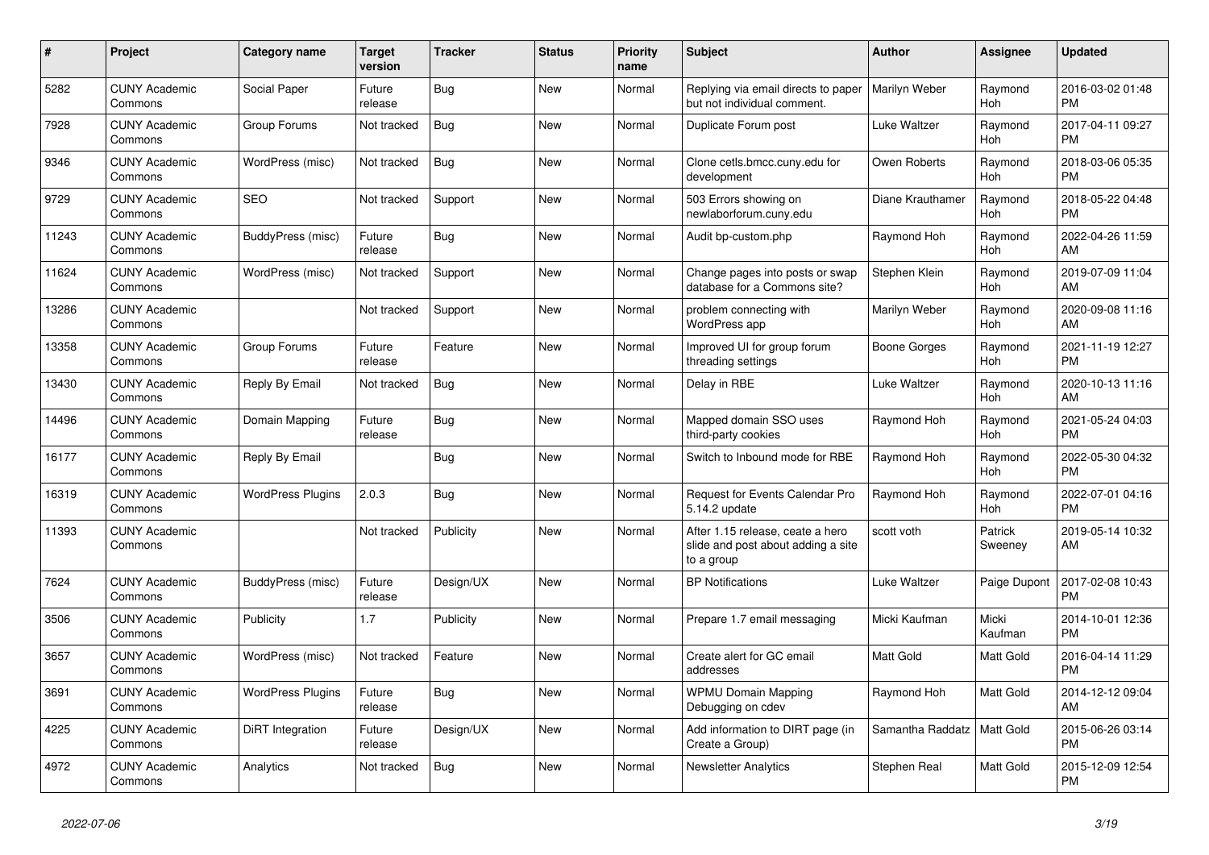| # | Project | Category name | Target version | Tracker | Status | Priority name | Subject | Author | Assignee | Updated |
|---|---|---|---|---|---|---|---|---|---|---|
| 5282 | CUNY Academic Commons | Social Paper | Future release | Bug | New | Normal | Replying via email directs to paper but not individual comment. | Marilyn Weber | Raymond Hoh | 2016-03-02 01:48 PM |
| 7928 | CUNY Academic Commons | Group Forums | Not tracked | Bug | New | Normal | Duplicate Forum post | Luke Waltzer | Raymond Hoh | 2017-04-11 09:27 PM |
| 9346 | CUNY Academic Commons | WordPress (misc) | Not tracked | Bug | New | Normal | Clone cetls.bmcc.cuny.edu for development | Owen Roberts | Raymond Hoh | 2018-03-06 05:35 PM |
| 9729 | CUNY Academic Commons | SEO | Not tracked | Support | New | Normal | 503 Errors showing on newlaborforum.cuny.edu | Diane Krauthamer | Raymond Hoh | 2018-05-22 04:48 PM |
| 11243 | CUNY Academic Commons | BuddyPress (misc) | Future release | Bug | New | Normal | Audit bp-custom.php | Raymond Hoh | Raymond Hoh | 2022-04-26 11:59 AM |
| 11624 | CUNY Academic Commons | WordPress (misc) | Not tracked | Support | New | Normal | Change pages into posts or swap database for a Commons site? | Stephen Klein | Raymond Hoh | 2019-07-09 11:04 AM |
| 13286 | CUNY Academic Commons | | Not tracked | Support | New | Normal | problem connecting with WordPress app | Marilyn Weber | Raymond Hoh | 2020-09-08 11:16 AM |
| 13358 | CUNY Academic Commons | Group Forums | Future release | Feature | New | Normal | Improved UI for group forum threading settings | Boone Gorges | Raymond Hoh | 2021-11-19 12:27 PM |
| 13430 | CUNY Academic Commons | Reply By Email | Not tracked | Bug | New | Normal | Delay in RBE | Luke Waltzer | Raymond Hoh | 2020-10-13 11:16 AM |
| 14496 | CUNY Academic Commons | Domain Mapping | Future release | Bug | New | Normal | Mapped domain SSO uses third-party cookies | Raymond Hoh | Raymond Hoh | 2021-05-24 04:03 PM |
| 16177 | CUNY Academic Commons | Reply By Email | | Bug | New | Normal | Switch to Inbound mode for RBE | Raymond Hoh | Raymond Hoh | 2022-05-30 04:32 PM |
| 16319 | CUNY Academic Commons | WordPress Plugins | 2.0.3 | Bug | New | Normal | Request for Events Calendar Pro 5.14.2 update | Raymond Hoh | Raymond Hoh | 2022-07-01 04:16 PM |
| 11393 | CUNY Academic Commons | | Not tracked | Publicity | New | Normal | After 1.15 release, ceate a hero slide and post about adding a site to a group | scott voth | Patrick Sweeney | 2019-05-14 10:32 AM |
| 7624 | CUNY Academic Commons | BuddyPress (misc) | Future release | Design/UX | New | Normal | BP Notifications | Luke Waltzer | Paige Dupont | 2017-02-08 10:43 PM |
| 3506 | CUNY Academic Commons | Publicity | 1.7 | Publicity | New | Normal | Prepare 1.7 email messaging | Micki Kaufman | Micki Kaufman | 2014-10-01 12:36 PM |
| 3657 | CUNY Academic Commons | WordPress (misc) | Not tracked | Feature | New | Normal | Create alert for GC email addresses | Matt Gold | Matt Gold | 2016-04-14 11:29 PM |
| 3691 | CUNY Academic Commons | WordPress Plugins | Future release | Bug | New | Normal | WPMU Domain Mapping Debugging on cdev | Raymond Hoh | Matt Gold | 2014-12-12 09:04 AM |
| 4225 | CUNY Academic Commons | DiRT Integration | Future release | Design/UX | New | Normal | Add information to DIRT page (in Create a Group) | Samantha Raddatz | Matt Gold | 2015-06-26 03:14 PM |
| 4972 | CUNY Academic Commons | Analytics | Not tracked | Bug | New | Normal | Newsletter Analytics | Stephen Real | Matt Gold | 2015-12-09 12:54 PM |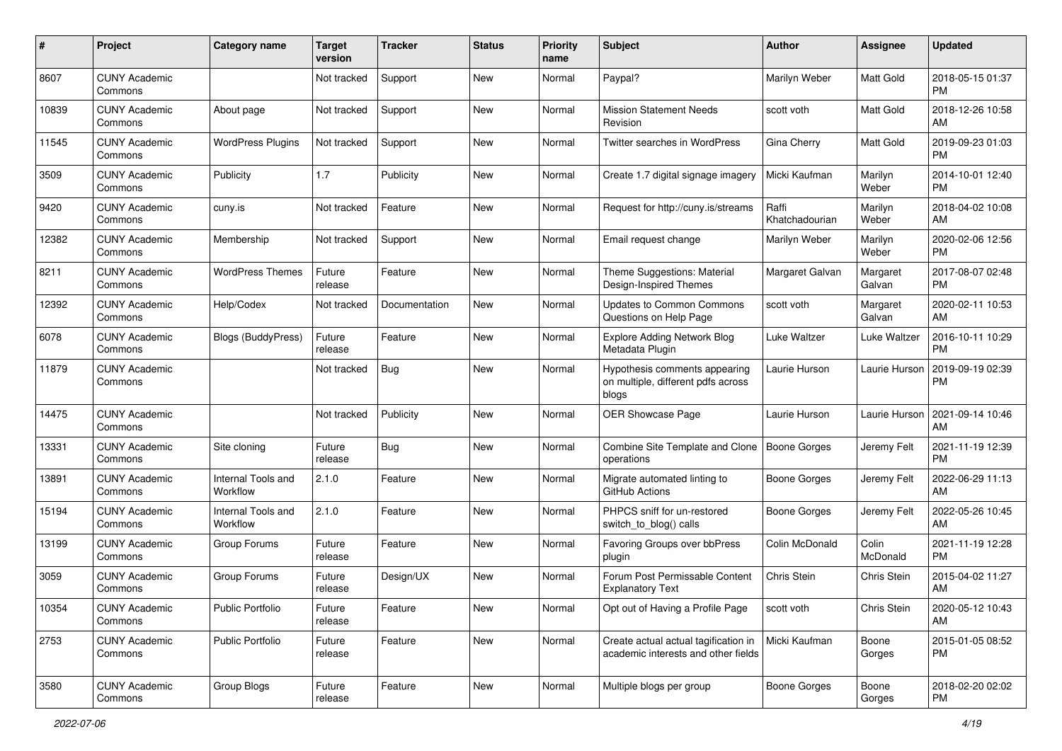| # | Project | Category name | Target version | Tracker | Status | Priority name | Subject | Author | Assignee | Updated |
|---|---|---|---|---|---|---|---|---|---|---|
| 8607 | CUNY Academic Commons | | Not tracked | Support | New | Normal | Paypal? | Marilyn Weber | Matt Gold | 2018-05-15 01:37 PM |
| 10839 | CUNY Academic Commons | About page | Not tracked | Support | New | Normal | Mission Statement Needs Revision | scott voth | Matt Gold | 2018-12-26 10:58 AM |
| 11545 | CUNY Academic Commons | WordPress Plugins | Not tracked | Support | New | Normal | Twitter searches in WordPress | Gina Cherry | Matt Gold | 2019-09-23 01:03 PM |
| 3509 | CUNY Academic Commons | Publicity | 1.7 | Publicity | New | Normal | Create 1.7 digital signage imagery | Micki Kaufman | Marilyn Weber | 2014-10-01 12:40 PM |
| 9420 | CUNY Academic Commons | cuny.is | Not tracked | Feature | New | Normal | Request for http://cuny.is/streams | Raffi Khatchadourian | Marilyn Weber | 2018-04-02 10:08 AM |
| 12382 | CUNY Academic Commons | Membership | Not tracked | Support | New | Normal | Email request change | Marilyn Weber | Marilyn Weber | 2020-02-06 12:56 PM |
| 8211 | CUNY Academic Commons | WordPress Themes | Future release | Feature | New | Normal | Theme Suggestions: Material Design-Inspired Themes | Margaret Galvan | Margaret Galvan | 2017-08-07 02:48 PM |
| 12392 | CUNY Academic Commons | Help/Codex | Not tracked | Documentation | New | Normal | Updates to Common Commons Questions on Help Page | scott voth | Margaret Galvan | 2020-02-11 10:53 AM |
| 6078 | CUNY Academic Commons | Blogs (BuddyPress) | Future release | Feature | New | Normal | Explore Adding Network Blog Metadata Plugin | Luke Waltzer | Luke Waltzer | 2016-10-11 10:29 PM |
| 11879 | CUNY Academic Commons | | Not tracked | Bug | New | Normal | Hypothesis comments appearing on multiple, different pdfs across blogs | Laurie Hurson | Laurie Hurson | 2019-09-19 02:39 PM |
| 14475 | CUNY Academic Commons | | Not tracked | Publicity | New | Normal | OER Showcase Page | Laurie Hurson | Laurie Hurson | 2021-09-14 10:46 AM |
| 13331 | CUNY Academic Commons | Site cloning | Future release | Bug | New | Normal | Combine Site Template and Clone operations | Boone Gorges | Jeremy Felt | 2021-11-19 12:39 PM |
| 13891 | CUNY Academic Commons | Internal Tools and Workflow | 2.1.0 | Feature | New | Normal | Migrate automated linting to GitHub Actions | Boone Gorges | Jeremy Felt | 2022-06-29 11:13 AM |
| 15194 | CUNY Academic Commons | Internal Tools and Workflow | 2.1.0 | Feature | New | Normal | PHPCS sniff for un-restored switch_to_blog() calls | Boone Gorges | Jeremy Felt | 2022-05-26 10:45 AM |
| 13199 | CUNY Academic Commons | Group Forums | Future release | Feature | New | Normal | Favoring Groups over bbPress plugin | Colin McDonald | Colin McDonald | 2021-11-19 12:28 PM |
| 3059 | CUNY Academic Commons | Group Forums | Future release | Design/UX | New | Normal | Forum Post Permissable Content Explanatory Text | Chris Stein | Chris Stein | 2015-04-02 11:27 AM |
| 10354 | CUNY Academic Commons | Public Portfolio | Future release | Feature | New | Normal | Opt out of Having a Profile Page | scott voth | Chris Stein | 2020-05-12 10:43 AM |
| 2753 | CUNY Academic Commons | Public Portfolio | Future release | Feature | New | Normal | Create actual actual tagification in academic interests and other fields | Micki Kaufman | Boone Gorges | 2015-01-05 08:52 PM |
| 3580 | CUNY Academic Commons | Group Blogs | Future release | Feature | New | Normal | Multiple blogs per group | Boone Gorges | Boone Gorges | 2018-02-20 02:02 PM |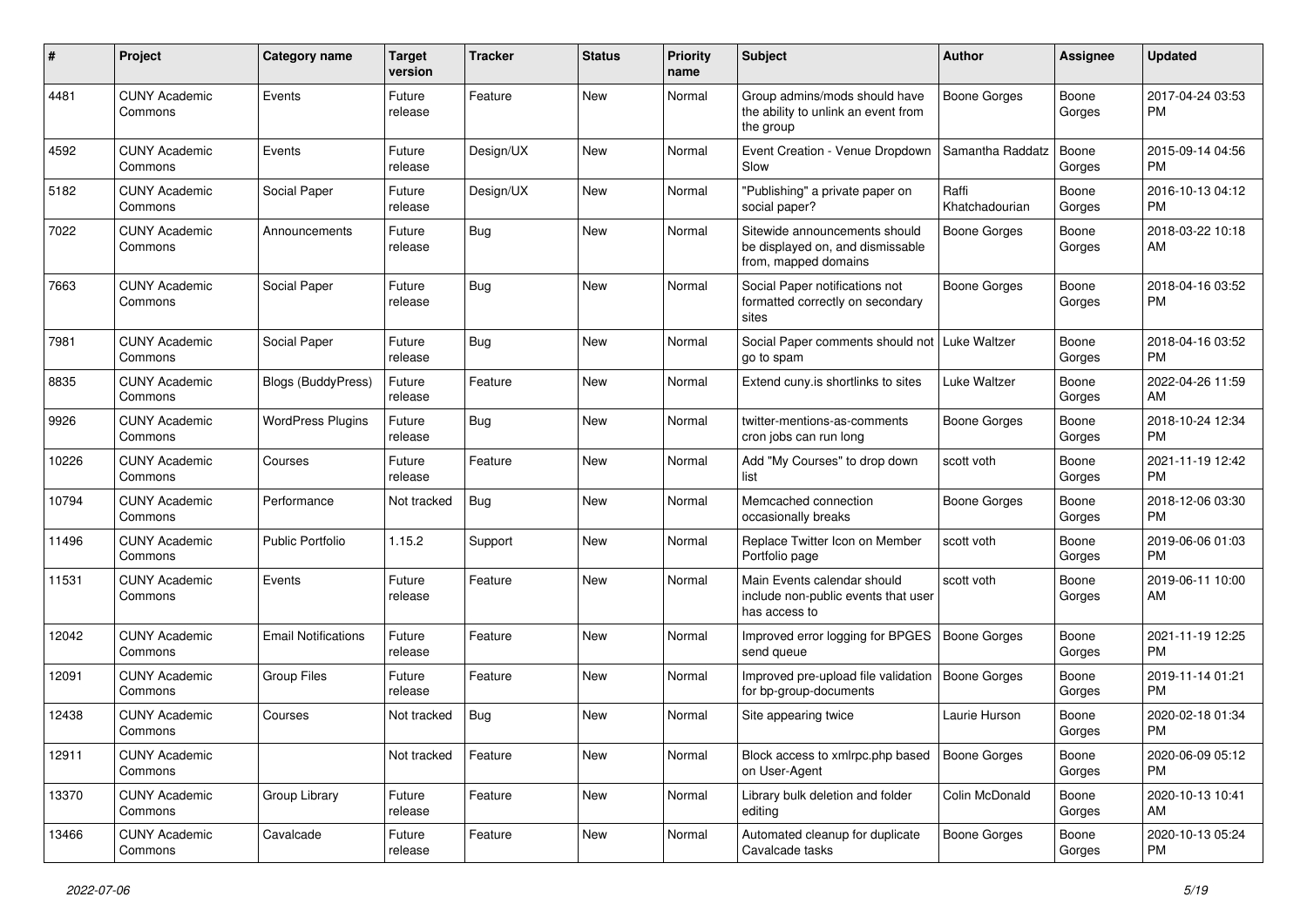| # | Project | Category name | Target version | Tracker | Status | Priority name | Subject | Author | Assignee | Updated |
|---|---|---|---|---|---|---|---|---|---|---|
| 4481 | CUNY Academic Commons | Events | Future release | Feature | New | Normal | Group admins/mods should have the ability to unlink an event from the group | Boone Gorges | Boone Gorges | 2017-04-24 03:53 PM |
| 4592 | CUNY Academic Commons | Events | Future release | Design/UX | New | Normal | Event Creation - Venue Dropdown Slow | Samantha Raddatz | Boone Gorges | 2015-09-14 04:56 PM |
| 5182 | CUNY Academic Commons | Social Paper | Future release | Design/UX | New | Normal | "Publishing" a private paper on social paper? | Raffi Khatchadourian | Boone Gorges | 2016-10-13 04:12 PM |
| 7022 | CUNY Academic Commons | Announcements | Future release | Bug | New | Normal | Sitewide announcements should be displayed on, and dismissable from, mapped domains | Boone Gorges | Boone Gorges | 2018-03-22 10:18 AM |
| 7663 | CUNY Academic Commons | Social Paper | Future release | Bug | New | Normal | Social Paper notifications not formatted correctly on secondary sites | Boone Gorges | Boone Gorges | 2018-04-16 03:52 PM |
| 7981 | CUNY Academic Commons | Social Paper | Future release | Bug | New | Normal | Social Paper comments should not go to spam | Luke Waltzer | Boone Gorges | 2018-04-16 03:52 PM |
| 8835 | CUNY Academic Commons | Blogs (BuddyPress) | Future release | Feature | New | Normal | Extend cuny.is shortlinks to sites | Luke Waltzer | Boone Gorges | 2022-04-26 11:59 AM |
| 9926 | CUNY Academic Commons | WordPress Plugins | Future release | Bug | New | Normal | twitter-mentions-as-comments cron jobs can run long | Boone Gorges | Boone Gorges | 2018-10-24 12:34 PM |
| 10226 | CUNY Academic Commons | Courses | Future release | Feature | New | Normal | Add "My Courses" to drop down list | scott voth | Boone Gorges | 2021-11-19 12:42 PM |
| 10794 | CUNY Academic Commons | Performance | Not tracked | Bug | New | Normal | Memcached connection occasionally breaks | Boone Gorges | Boone Gorges | 2018-12-06 03:30 PM |
| 11496 | CUNY Academic Commons | Public Portfolio | 1.15.2 | Support | New | Normal | Replace Twitter Icon on Member Portfolio page | scott voth | Boone Gorges | 2019-06-06 01:03 PM |
| 11531 | CUNY Academic Commons | Events | Future release | Feature | New | Normal | Main Events calendar should include non-public events that user has access to | scott voth | Boone Gorges | 2019-06-11 10:00 AM |
| 12042 | CUNY Academic Commons | Email Notifications | Future release | Feature | New | Normal | Improved error logging for BPGES send queue | Boone Gorges | Boone Gorges | 2021-11-19 12:25 PM |
| 12091 | CUNY Academic Commons | Group Files | Future release | Feature | New | Normal | Improved pre-upload file validation for bp-group-documents | Boone Gorges | Boone Gorges | 2019-11-14 01:21 PM |
| 12438 | CUNY Academic Commons | Courses | Not tracked | Bug | New | Normal | Site appearing twice | Laurie Hurson | Boone Gorges | 2020-02-18 01:34 PM |
| 12911 | CUNY Academic Commons | | Not tracked | Feature | New | Normal | Block access to xmlrpc.php based on User-Agent | Boone Gorges | Boone Gorges | 2020-06-09 05:12 PM |
| 13370 | CUNY Academic Commons | Group Library | Future release | Feature | New | Normal | Library bulk deletion and folder editing | Colin McDonald | Boone Gorges | 2020-10-13 10:41 AM |
| 13466 | CUNY Academic Commons | Cavalcade | Future release | Feature | New | Normal | Automated cleanup for duplicate Cavalcade tasks | Boone Gorges | Boone Gorges | 2020-10-13 05:24 PM |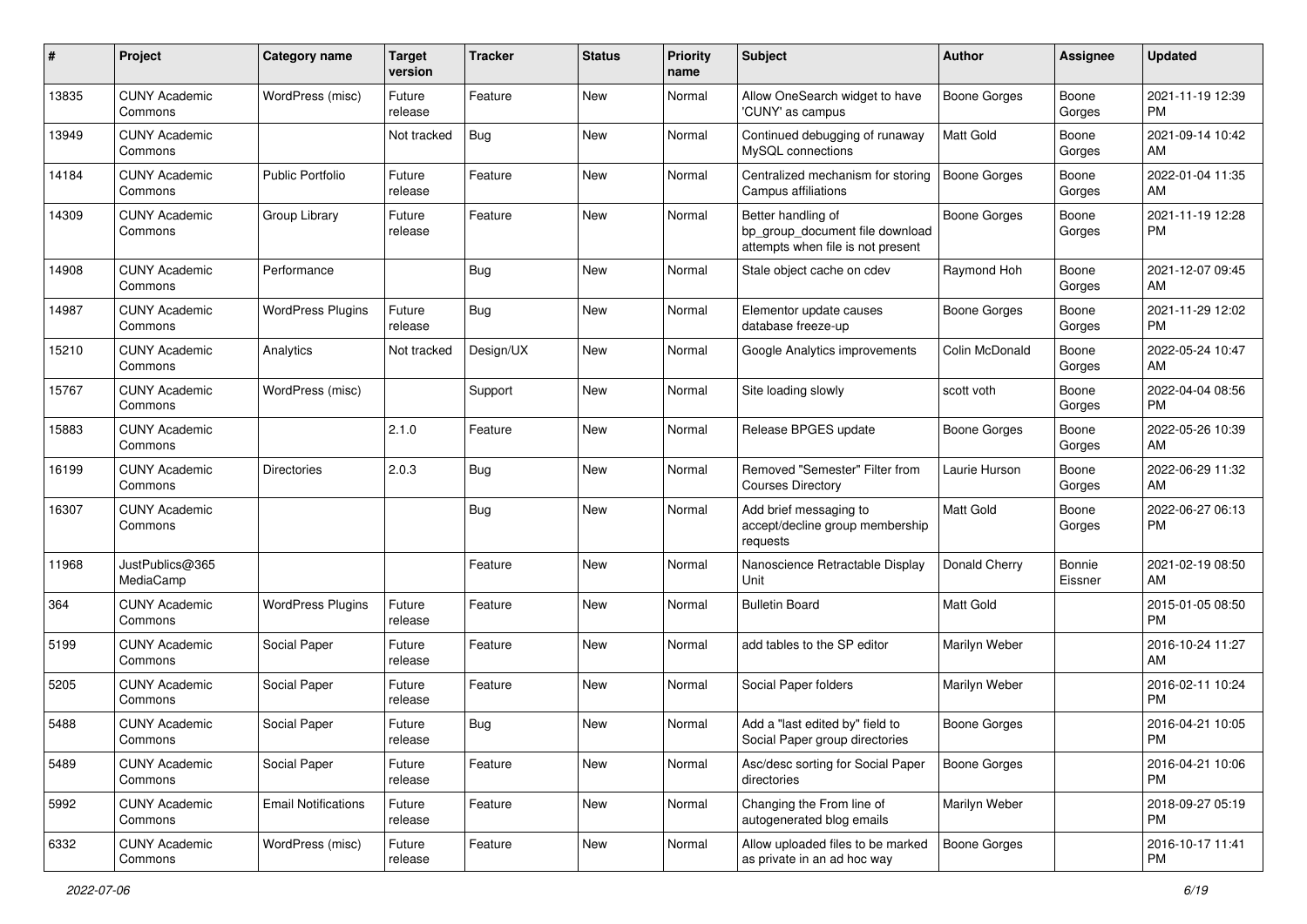| # | Project | Category name | Target version | Tracker | Status | Priority name | Subject | Author | Assignee | Updated |
|---|---|---|---|---|---|---|---|---|---|---|
| 13835 | CUNY Academic Commons | WordPress (misc) | Future release | Feature | New | Normal | Allow OneSearch widget to have 'CUNY' as campus | Boone Gorges | Boone Gorges | 2021-11-19 12:39 PM |
| 13949 | CUNY Academic Commons | | Not tracked | Bug | New | Normal | Continued debugging of runaway MySQL connections | Matt Gold | Boone Gorges | 2021-09-14 10:42 AM |
| 14184 | CUNY Academic Commons | Public Portfolio | Future release | Feature | New | Normal | Centralized mechanism for storing Campus affiliations | Boone Gorges | Boone Gorges | 2022-01-04 11:35 AM |
| 14309 | CUNY Academic Commons | Group Library | Future release | Feature | New | Normal | Better handling of bp_group_document file download attempts when file is not present | Boone Gorges | Boone Gorges | 2021-11-19 12:28 PM |
| 14908 | CUNY Academic Commons | Performance | | Bug | New | Normal | Stale object cache on cdev | Raymond Hoh | Boone Gorges | 2021-12-07 09:45 AM |
| 14987 | CUNY Academic Commons | WordPress Plugins | Future release | Bug | New | Normal | Elementor update causes database freeze-up | Boone Gorges | Boone Gorges | 2021-11-29 12:02 PM |
| 15210 | CUNY Academic Commons | Analytics | Not tracked | Design/UX | New | Normal | Google Analytics improvements | Colin McDonald | Boone Gorges | 2022-05-24 10:47 AM |
| 15767 | CUNY Academic Commons | WordPress (misc) | | Support | New | Normal | Site loading slowly | scott voth | Boone Gorges | 2022-04-04 08:56 PM |
| 15883 | CUNY Academic Commons | | 2.1.0 | Feature | New | Normal | Release BPGES update | Boone Gorges | Boone Gorges | 2022-05-26 10:39 AM |
| 16199 | CUNY Academic Commons | Directories | 2.0.3 | Bug | New | Normal | Removed "Semester" Filter from Courses Directory | Laurie Hurson | Boone Gorges | 2022-06-29 11:32 AM |
| 16307 | CUNY Academic Commons | | | Bug | New | Normal | Add brief messaging to accept/decline group membership requests | Matt Gold | Boone Gorges | 2022-06-27 06:13 PM |
| 11968 | JustPublics@365 MediaCamp | | | Feature | New | Normal | Nanoscience Retractable Display Unit | Donald Cherry | Bonnie Eissner | 2021-02-19 08:50 AM |
| 364 | CUNY Academic Commons | WordPress Plugins | Future release | Feature | New | Normal | Bulletin Board | Matt Gold | | 2015-01-05 08:50 PM |
| 5199 | CUNY Academic Commons | Social Paper | Future release | Feature | New | Normal | add tables to the SP editor | Marilyn Weber | | 2016-10-24 11:27 AM |
| 5205 | CUNY Academic Commons | Social Paper | Future release | Feature | New | Normal | Social Paper folders | Marilyn Weber | | 2016-02-11 10:24 PM |
| 5488 | CUNY Academic Commons | Social Paper | Future release | Bug | New | Normal | Add a "last edited by" field to Social Paper group directories | Boone Gorges | | 2016-04-21 10:05 PM |
| 5489 | CUNY Academic Commons | Social Paper | Future release | Feature | New | Normal | Asc/desc sorting for Social Paper directories | Boone Gorges | | 2016-04-21 10:06 PM |
| 5992 | CUNY Academic Commons | Email Notifications | Future release | Feature | New | Normal | Changing the From line of autogenerated blog emails | Marilyn Weber | | 2018-09-27 05:19 PM |
| 6332 | CUNY Academic Commons | WordPress (misc) | Future release | Feature | New | Normal | Allow uploaded files to be marked as private in an ad hoc way | Boone Gorges | | 2016-10-17 11:41 PM |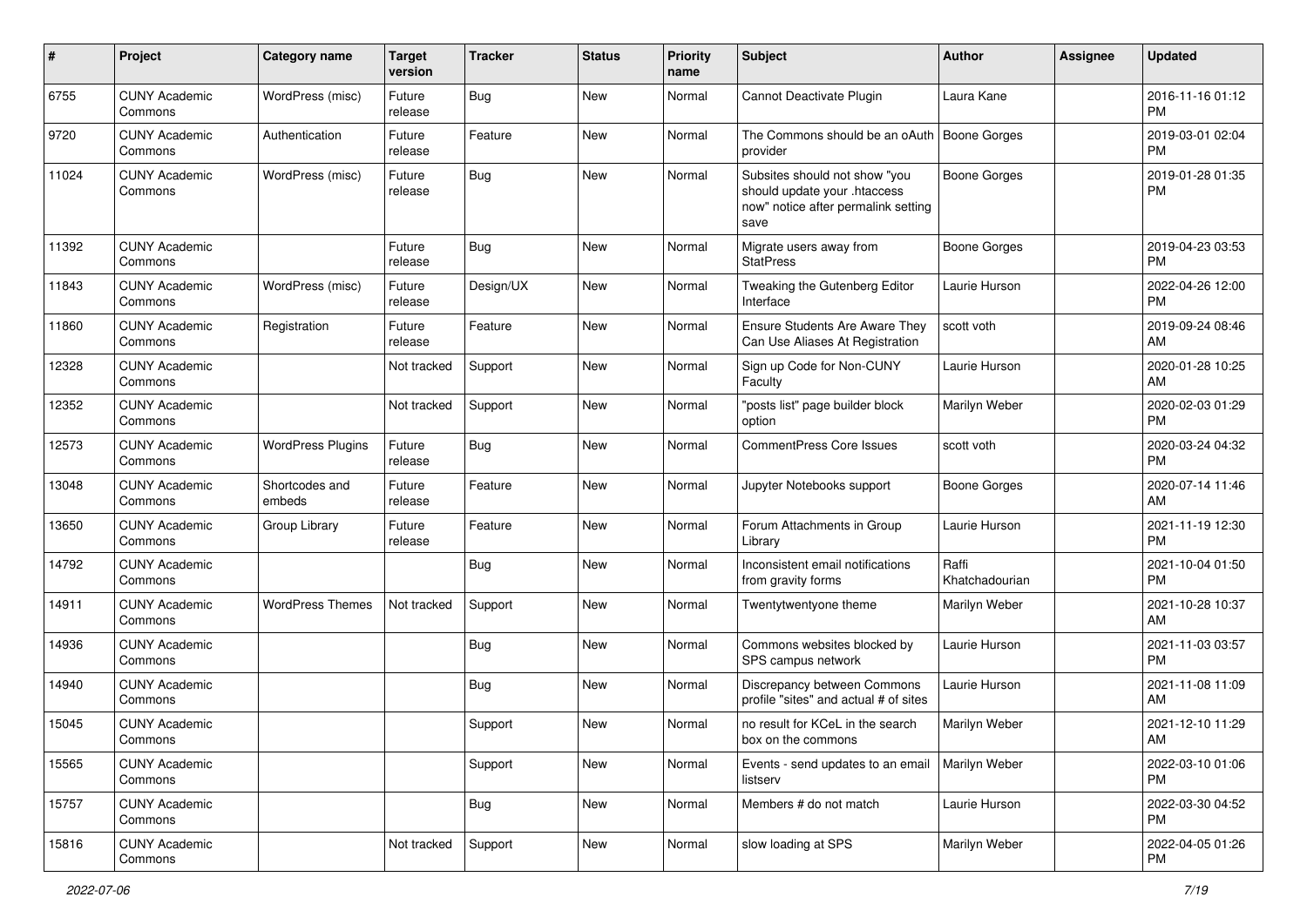| # | Project | Category name | Target version | Tracker | Status | Priority name | Subject | Author | Assignee | Updated |
|---|---|---|---|---|---|---|---|---|---|---|
| 6755 | CUNY Academic Commons | WordPress (misc) | Future release | Bug | New | Normal | Cannot Deactivate Plugin | Laura Kane | | 2016-11-16 01:12 PM |
| 9720 | CUNY Academic Commons | Authentication | Future release | Feature | New | Normal | The Commons should be an oAuth provider | Boone Gorges | | 2019-03-01 02:04 PM |
| 11024 | CUNY Academic Commons | WordPress (misc) | Future release | Bug | New | Normal | Subsites should not show "you should update your .htaccess now" notice after permalink setting save | Boone Gorges | | 2019-01-28 01:35 PM |
| 11392 | CUNY Academic Commons | | Future release | Bug | New | Normal | Migrate users away from StatPress | Boone Gorges | | 2019-04-23 03:53 PM |
| 11843 | CUNY Academic Commons | WordPress (misc) | Future release | Design/UX | New | Normal | Tweaking the Gutenberg Editor Interface | Laurie Hurson | | 2022-04-26 12:00 PM |
| 11860 | CUNY Academic Commons | Registration | Future release | Feature | New | Normal | Ensure Students Are Aware They Can Use Aliases At Registration | scott voth | | 2019-09-24 08:46 AM |
| 12328 | CUNY Academic Commons | | Not tracked | Support | New | Normal | Sign up Code for Non-CUNY Faculty | Laurie Hurson | | 2020-01-28 10:25 AM |
| 12352 | CUNY Academic Commons | | Not tracked | Support | New | Normal | "posts list" page builder block option | Marilyn Weber | | 2020-02-03 01:29 PM |
| 12573 | CUNY Academic Commons | WordPress Plugins | Future release | Bug | New | Normal | CommentPress Core Issues | scott voth | | 2020-03-24 04:32 PM |
| 13048 | CUNY Academic Commons | Shortcodes and embeds | Future release | Feature | New | Normal | Jupyter Notebooks support | Boone Gorges | | 2020-07-14 11:46 AM |
| 13650 | CUNY Academic Commons | Group Library | Future release | Feature | New | Normal | Forum Attachments in Group Library | Laurie Hurson | | 2021-11-19 12:30 PM |
| 14792 | CUNY Academic Commons | | | Bug | New | Normal | Inconsistent email notifications from gravity forms | Raffi Khatchadourian | | 2021-10-04 01:50 PM |
| 14911 | CUNY Academic Commons | WordPress Themes | Not tracked | Support | New | Normal | Twentytwentyone theme | Marilyn Weber | | 2021-10-28 10:37 AM |
| 14936 | CUNY Academic Commons | | | Bug | New | Normal | Commons websites blocked by SPS campus network | Laurie Hurson | | 2021-11-03 03:57 PM |
| 14940 | CUNY Academic Commons | | | Bug | New | Normal | Discrepancy between Commons profile "sites" and actual # of sites | Laurie Hurson | | 2021-11-08 11:09 AM |
| 15045 | CUNY Academic Commons | | | Support | New | Normal | no result for KCeL in the search box on the commons | Marilyn Weber | | 2021-12-10 11:29 AM |
| 15565 | CUNY Academic Commons | | | Support | New | Normal | Events - send updates to an email listserv | Marilyn Weber | | 2022-03-10 01:06 PM |
| 15757 | CUNY Academic Commons | | | Bug | New | Normal | Members # do not match | Laurie Hurson | | 2022-03-30 04:52 PM |
| 15816 | CUNY Academic Commons | | Not tracked | Support | New | Normal | slow loading at SPS | Marilyn Weber | | 2022-04-05 01:26 PM |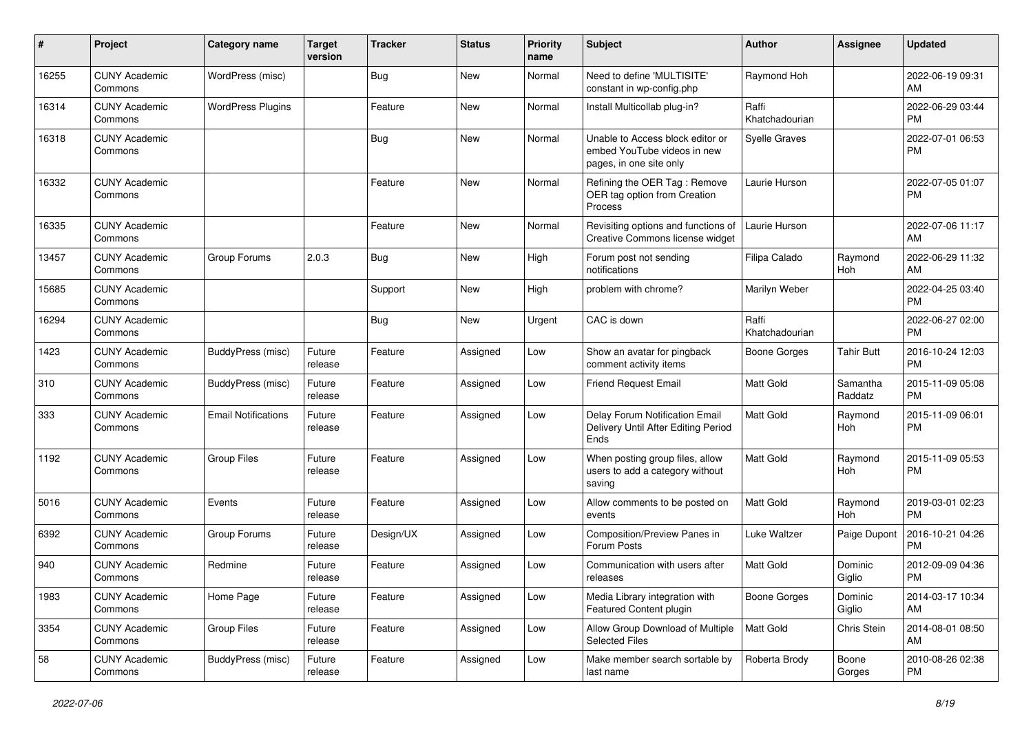| # | Project | Category name | Target version | Tracker | Status | Priority name | Subject | Author | Assignee | Updated |
|---|---|---|---|---|---|---|---|---|---|---|
| 16255 | CUNY Academic Commons | WordPress (misc) | | Bug | New | Normal | Need to define 'MULTISITE' constant in wp-config.php | Raymond Hoh | | 2022-06-19 09:31 AM |
| 16314 | CUNY Academic Commons | WordPress Plugins | | Feature | New | Normal | Install Multicollab plug-in? | Raffi Khatchadourian | | 2022-06-29 03:44 PM |
| 16318 | CUNY Academic Commons | | | Bug | New | Normal | Unable to Access block editor or embed YouTube videos in new pages, in one site only | Syelle Graves | | 2022-07-01 06:53 PM |
| 16332 | CUNY Academic Commons | | | Feature | New | Normal | Refining the OER Tag : Remove OER tag option from Creation Process | Laurie Hurson | | 2022-07-05 01:07 PM |
| 16335 | CUNY Academic Commons | | | Feature | New | Normal | Revisiting options and functions of Creative Commons license widget | Laurie Hurson | | 2022-07-06 11:17 AM |
| 13457 | CUNY Academic Commons | Group Forums | 2.0.3 | Bug | New | High | Forum post not sending notifications | Filipa Calado | Raymond Hoh | 2022-06-29 11:32 AM |
| 15685 | CUNY Academic Commons | | | Support | New | High | problem with chrome? | Marilyn Weber | | 2022-04-25 03:40 PM |
| 16294 | CUNY Academic Commons | | | Bug | New | Urgent | CAC is down | Raffi Khatchadourian | | 2022-06-27 02:00 PM |
| 1423 | CUNY Academic Commons | BuddyPress (misc) | Future release | Feature | Assigned | Low | Show an avatar for pingback comment activity items | Boone Gorges | Tahir Butt | 2016-10-24 12:03 PM |
| 310 | CUNY Academic Commons | BuddyPress (misc) | Future release | Feature | Assigned | Low | Friend Request Email | Matt Gold | Samantha Raddatz | 2015-11-09 05:08 PM |
| 333 | CUNY Academic Commons | Email Notifications | Future release | Feature | Assigned | Low | Delay Forum Notification Email Delivery Until After Editing Period Ends | Matt Gold | Raymond Hoh | 2015-11-09 06:01 PM |
| 1192 | CUNY Academic Commons | Group Files | Future release | Feature | Assigned | Low | When posting group files, allow users to add a category without saving | Matt Gold | Raymond Hoh | 2015-11-09 05:53 PM |
| 5016 | CUNY Academic Commons | Events | Future release | Feature | Assigned | Low | Allow comments to be posted on events | Matt Gold | Raymond Hoh | 2019-03-01 02:23 PM |
| 6392 | CUNY Academic Commons | Group Forums | Future release | Design/UX | Assigned | Low | Composition/Preview Panes in Forum Posts | Luke Waltzer | Paige Dupont | 2016-10-21 04:26 PM |
| 940 | CUNY Academic Commons | Redmine | Future release | Feature | Assigned | Low | Communication with users after releases | Matt Gold | Dominic Giglio | 2012-09-09 04:36 PM |
| 1983 | CUNY Academic Commons | Home Page | Future release | Feature | Assigned | Low | Media Library integration with Featured Content plugin | Boone Gorges | Dominic Giglio | 2014-03-17 10:34 AM |
| 3354 | CUNY Academic Commons | Group Files | Future release | Feature | Assigned | Low | Allow Group Download of Multiple Selected Files | Matt Gold | Chris Stein | 2014-08-01 08:50 AM |
| 58 | CUNY Academic Commons | BuddyPress (misc) | Future release | Feature | Assigned | Low | Make member search sortable by last name | Roberta Brody | Boone Gorges | 2010-08-26 02:38 PM |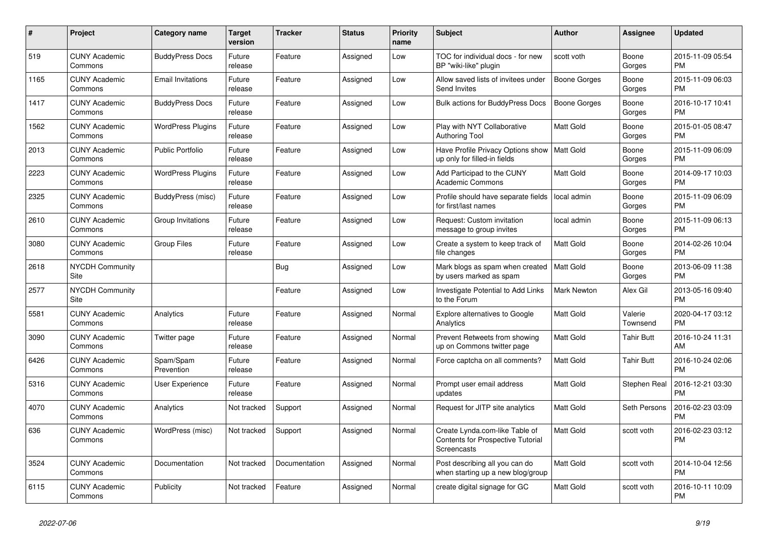| # | Project | Category name | Target version | Tracker | Status | Priority name | Subject | Author | Assignee | Updated |
|---|---|---|---|---|---|---|---|---|---|---|
| 519 | CUNY Academic Commons | BuddyPress Docs | Future release | Feature | Assigned | Low | TOC for individual docs - for new BP "wiki-like" plugin | scott voth | Boone Gorges | 2015-11-09 05:54 PM |
| 1165 | CUNY Academic Commons | Email Invitations | Future release | Feature | Assigned | Low | Allow saved lists of invitees under Send Invites | Boone Gorges | Boone Gorges | 2015-11-09 06:03 PM |
| 1417 | CUNY Academic Commons | BuddyPress Docs | Future release | Feature | Assigned | Low | Bulk actions for BuddyPress Docs | Boone Gorges | Boone Gorges | 2016-10-17 10:41 PM |
| 1562 | CUNY Academic Commons | WordPress Plugins | Future release | Feature | Assigned | Low | Play with NYT Collaborative Authoring Tool | Matt Gold | Boone Gorges | 2015-01-05 08:47 PM |
| 2013 | CUNY Academic Commons | Public Portfolio | Future release | Feature | Assigned | Low | Have Profile Privacy Options show up only for filled-in fields | Matt Gold | Boone Gorges | 2015-11-09 06:09 PM |
| 2223 | CUNY Academic Commons | WordPress Plugins | Future release | Feature | Assigned | Low | Add Participad to the CUNY Academic Commons | Matt Gold | Boone Gorges | 2014-09-17 10:03 PM |
| 2325 | CUNY Academic Commons | BuddyPress (misc) | Future release | Feature | Assigned | Low | Profile should have separate fields for first/last names | local admin | Boone Gorges | 2015-11-09 06:09 PM |
| 2610 | CUNY Academic Commons | Group Invitations | Future release | Feature | Assigned | Low | Request: Custom invitation message to group invites | local admin | Boone Gorges | 2015-11-09 06:13 PM |
| 3080 | CUNY Academic Commons | Group Files | Future release | Feature | Assigned | Low | Create a system to keep track of file changes | Matt Gold | Boone Gorges | 2014-02-26 10:04 PM |
| 2618 | NYCDH Community Site | | | Bug | Assigned | Low | Mark blogs as spam when created by users marked as spam | Matt Gold | Boone Gorges | 2013-06-09 11:38 PM |
| 2577 | NYCDH Community Site | | | Feature | Assigned | Low | Investigate Potential to Add Links to the Forum | Mark Newton | Alex Gil | 2013-05-16 09:40 PM |
| 5581 | CUNY Academic Commons | Analytics | Future release | Feature | Assigned | Normal | Explore alternatives to Google Analytics | Matt Gold | Valerie Townsend | 2020-04-17 03:12 PM |
| 3090 | CUNY Academic Commons | Twitter page | Future release | Feature | Assigned | Normal | Prevent Retweets from showing up on Commons twitter page | Matt Gold | Tahir Butt | 2016-10-24 11:31 AM |
| 6426 | CUNY Academic Commons | Spam/Spam Prevention | Future release | Feature | Assigned | Normal | Force captcha on all comments? | Matt Gold | Tahir Butt | 2016-10-24 02:06 PM |
| 5316 | CUNY Academic Commons | User Experience | Future release | Feature | Assigned | Normal | Prompt user email address updates | Matt Gold | Stephen Real | 2016-12-21 03:30 PM |
| 4070 | CUNY Academic Commons | Analytics | Not tracked | Support | Assigned | Normal | Request for JITP site analytics | Matt Gold | Seth Persons | 2016-02-23 03:09 PM |
| 636 | CUNY Academic Commons | WordPress (misc) | Not tracked | Support | Assigned | Normal | Create Lynda.com-like Table of Contents for Prospective Tutorial Screencasts | Matt Gold | scott voth | 2016-02-23 03:12 PM |
| 3524 | CUNY Academic Commons | Documentation | Not tracked | Documentation | Assigned | Normal | Post describing all you can do when starting up a new blog/group | Matt Gold | scott voth | 2014-10-04 12:56 PM |
| 6115 | CUNY Academic Commons | Publicity | Not tracked | Feature | Assigned | Normal | create digital signage for GC | Matt Gold | scott voth | 2016-10-11 10:09 PM |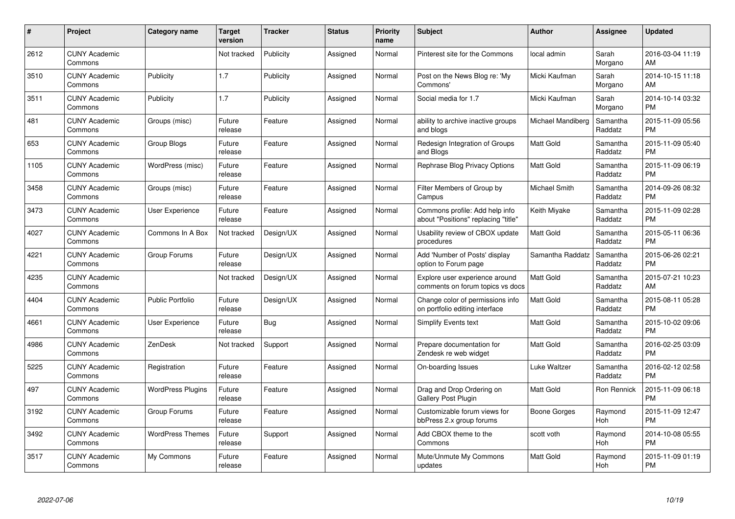| # | Project | Category name | Target version | Tracker | Status | Priority name | Subject | Author | Assignee | Updated |
|---|---|---|---|---|---|---|---|---|---|---|
| 2612 | CUNY Academic Commons | | Not tracked | Publicity | Assigned | Normal | Pinterest site for the Commons | local admin | Sarah Morgano | 2016-03-04 11:19 AM |
| 3510 | CUNY Academic Commons | Publicity | 1.7 | Publicity | Assigned | Normal | Post on the News Blog re: 'My Commons' | Micki Kaufman | Sarah Morgano | 2014-10-15 11:18 AM |
| 3511 | CUNY Academic Commons | Publicity | 1.7 | Publicity | Assigned | Normal | Social media for 1.7 | Micki Kaufman | Sarah Morgano | 2014-10-14 03:32 PM |
| 481 | CUNY Academic Commons | Groups (misc) | Future release | Feature | Assigned | Normal | ability to archive inactive groups and blogs | Michael Mandiberg | Samantha Raddatz | 2015-11-09 05:56 PM |
| 653 | CUNY Academic Commons | Group Blogs | Future release | Feature | Assigned | Normal | Redesign Integration of Groups and Blogs | Matt Gold | Samantha Raddatz | 2015-11-09 05:40 PM |
| 1105 | CUNY Academic Commons | WordPress (misc) | Future release | Feature | Assigned | Normal | Rephrase Blog Privacy Options | Matt Gold | Samantha Raddatz | 2015-11-09 06:19 PM |
| 3458 | CUNY Academic Commons | Groups (misc) | Future release | Feature | Assigned | Normal | Filter Members of Group by Campus | Michael Smith | Samantha Raddatz | 2014-09-26 08:32 PM |
| 3473 | CUNY Academic Commons | User Experience | Future release | Feature | Assigned | Normal | Commons profile: Add help info about "Positions" replacing "title" | Keith Miyake | Samantha Raddatz | 2015-11-09 02:28 PM |
| 4027 | CUNY Academic Commons | Commons In A Box | Not tracked | Design/UX | Assigned | Normal | Usability review of CBOX update procedures | Matt Gold | Samantha Raddatz | 2015-05-11 06:36 PM |
| 4221 | CUNY Academic Commons | Group Forums | Future release | Design/UX | Assigned | Normal | Add 'Number of Posts' display option to Forum page | Samantha Raddatz | Samantha Raddatz | 2015-06-26 02:21 PM |
| 4235 | CUNY Academic Commons | | Not tracked | Design/UX | Assigned | Normal | Explore user experience around comments on forum topics vs docs | Matt Gold | Samantha Raddatz | 2015-07-21 10:23 AM |
| 4404 | CUNY Academic Commons | Public Portfolio | Future release | Design/UX | Assigned | Normal | Change color of permissions info on portfolio editing interface | Matt Gold | Samantha Raddatz | 2015-08-11 05:28 PM |
| 4661 | CUNY Academic Commons | User Experience | Future release | Bug | Assigned | Normal | Simplify Events text | Matt Gold | Samantha Raddatz | 2015-10-02 09:06 PM |
| 4986 | CUNY Academic Commons | ZenDesk | Not tracked | Support | Assigned | Normal | Prepare documentation for Zendesk re web widget | Matt Gold | Samantha Raddatz | 2016-02-25 03:09 PM |
| 5225 | CUNY Academic Commons | Registration | Future release | Feature | Assigned | Normal | On-boarding Issues | Luke Waltzer | Samantha Raddatz | 2016-02-12 02:58 PM |
| 497 | CUNY Academic Commons | WordPress Plugins | Future release | Feature | Assigned | Normal | Drag and Drop Ordering on Gallery Post Plugin | Matt Gold | Ron Rennick | 2015-11-09 06:18 PM |
| 3192 | CUNY Academic Commons | Group Forums | Future release | Feature | Assigned | Normal | Customizable forum views for bbPress 2.x group forums | Boone Gorges | Raymond Hoh | 2015-11-09 12:47 PM |
| 3492 | CUNY Academic Commons | WordPress Themes | Future release | Support | Assigned | Normal | Add CBOX theme to the Commons | scott voth | Raymond Hoh | 2014-10-08 05:55 PM |
| 3517 | CUNY Academic Commons | My Commons | Future release | Feature | Assigned | Normal | Mute/Unmute My Commons updates | Matt Gold | Raymond Hoh | 2015-11-09 01:19 PM |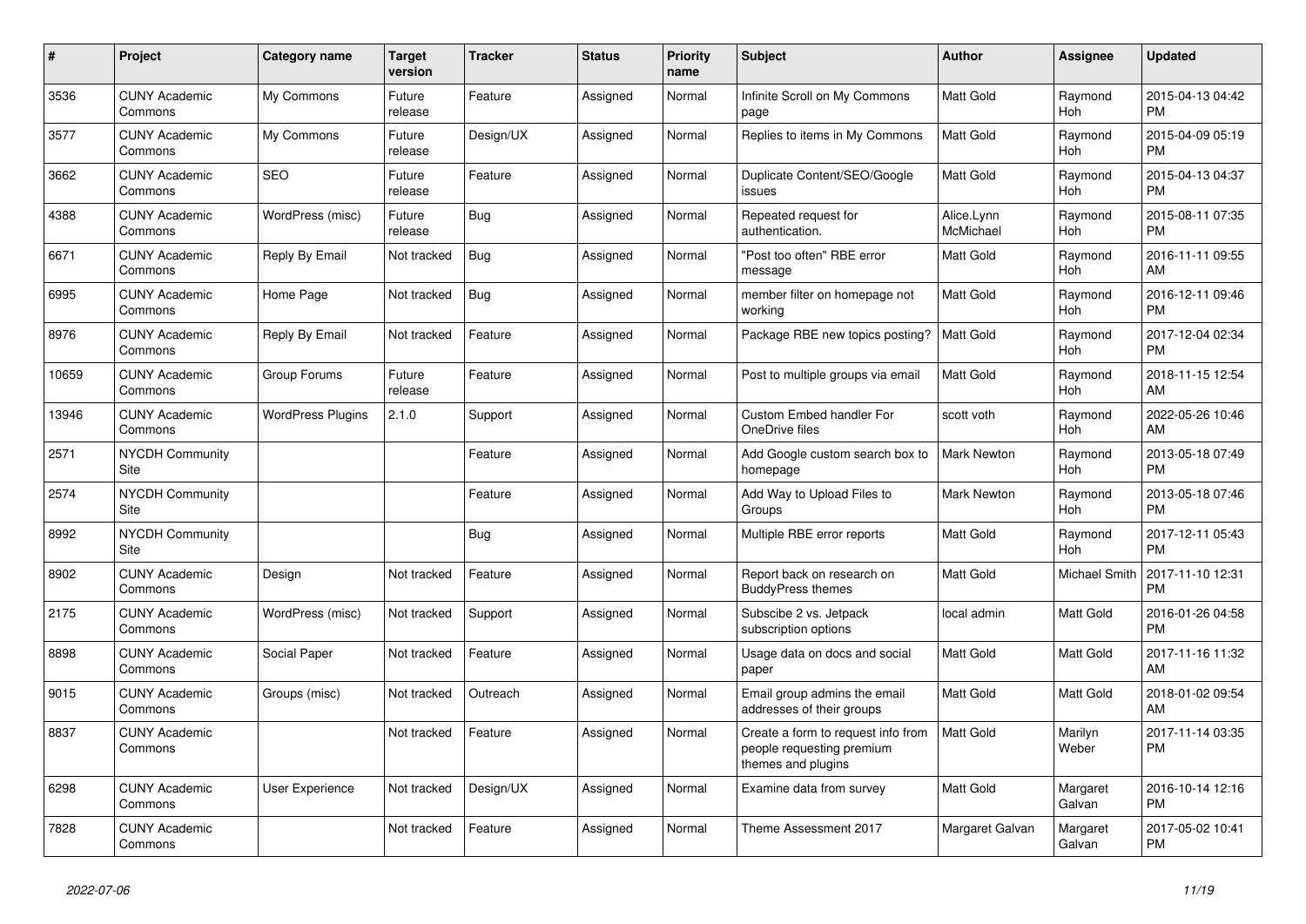| # | Project | Category name | Target version | Tracker | Status | Priority name | Subject | Author | Assignee | Updated |
|---|---|---|---|---|---|---|---|---|---|---|
| 3536 | CUNY Academic Commons | My Commons | Future release | Feature | Assigned | Normal | Infinite Scroll on My Commons page | Matt Gold | Raymond Hoh | 2015-04-13 04:42 PM |
| 3577 | CUNY Academic Commons | My Commons | Future release | Design/UX | Assigned | Normal | Replies to items in My Commons | Matt Gold | Raymond Hoh | 2015-04-09 05:19 PM |
| 3662 | CUNY Academic Commons | SEO | Future release | Feature | Assigned | Normal | Duplicate Content/SEO/Google issues | Matt Gold | Raymond Hoh | 2015-04-13 04:37 PM |
| 4388 | CUNY Academic Commons | WordPress (misc) | Future release | Bug | Assigned | Normal | Repeated request for authentication. | Alice.Lynn McMichael | Raymond Hoh | 2015-08-11 07:35 PM |
| 6671 | CUNY Academic Commons | Reply By Email | Not tracked | Bug | Assigned | Normal | "Post too often" RBE error message | Matt Gold | Raymond Hoh | 2016-11-11 09:55 AM |
| 6995 | CUNY Academic Commons | Home Page | Not tracked | Bug | Assigned | Normal | member filter on homepage not working | Matt Gold | Raymond Hoh | 2016-12-11 09:46 PM |
| 8976 | CUNY Academic Commons | Reply By Email | Not tracked | Feature | Assigned | Normal | Package RBE new topics posting? | Matt Gold | Raymond Hoh | 2017-12-04 02:34 PM |
| 10659 | CUNY Academic Commons | Group Forums | Future release | Feature | Assigned | Normal | Post to multiple groups via email | Matt Gold | Raymond Hoh | 2018-11-15 12:54 AM |
| 13946 | CUNY Academic Commons | WordPress Plugins | 2.1.0 | Support | Assigned | Normal | Custom Embed handler For OneDrive files | scott voth | Raymond Hoh | 2022-05-26 10:46 AM |
| 2571 | NYCDH Community Site | | | Feature | Assigned | Normal | Add Google custom search box to homepage | Mark Newton | Raymond Hoh | 2013-05-18 07:49 PM |
| 2574 | NYCDH Community Site | | | Feature | Assigned | Normal | Add Way to Upload Files to Groups | Mark Newton | Raymond Hoh | 2013-05-18 07:46 PM |
| 8992 | NYCDH Community Site | | | Bug | Assigned | Normal | Multiple RBE error reports | Matt Gold | Raymond Hoh | 2017-12-11 05:43 PM |
| 8902 | CUNY Academic Commons | Design | Not tracked | Feature | Assigned | Normal | Report back on research on BuddyPress themes | Matt Gold | Michael Smith | 2017-11-10 12:31 PM |
| 2175 | CUNY Academic Commons | WordPress (misc) | Not tracked | Support | Assigned | Normal | Subscibe 2 vs. Jetpack subscription options | local admin | Matt Gold | 2016-01-26 04:58 PM |
| 8898 | CUNY Academic Commons | Social Paper | Not tracked | Feature | Assigned | Normal | Usage data on docs and social paper | Matt Gold | Matt Gold | 2017-11-16 11:32 AM |
| 9015 | CUNY Academic Commons | Groups (misc) | Not tracked | Outreach | Assigned | Normal | Email group admins the email addresses of their groups | Matt Gold | Matt Gold | 2018-01-02 09:54 AM |
| 8837 | CUNY Academic Commons | | Not tracked | Feature | Assigned | Normal | Create a form to request info from people requesting premium themes and plugins | Matt Gold | Marilyn Weber | 2017-11-14 03:35 PM |
| 6298 | CUNY Academic Commons | User Experience | Not tracked | Design/UX | Assigned | Normal | Examine data from survey | Matt Gold | Margaret Galvan | 2016-10-14 12:16 PM |
| 7828 | CUNY Academic Commons | | Not tracked | Feature | Assigned | Normal | Theme Assessment 2017 | Margaret Galvan | Margaret Galvan | 2017-05-02 10:41 PM |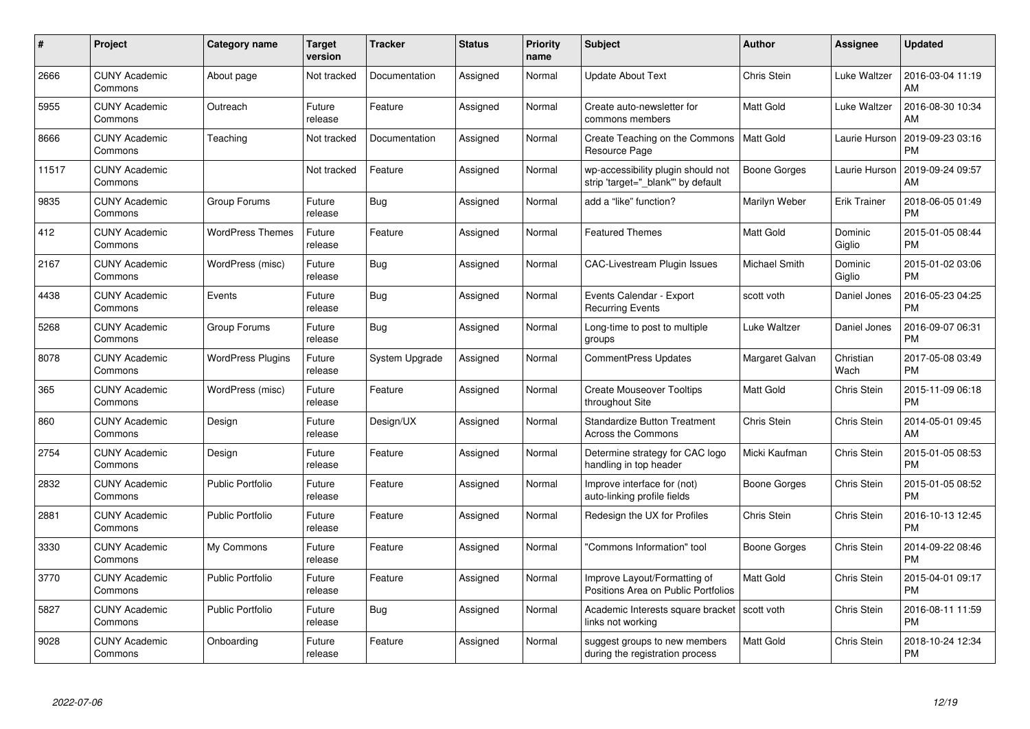| # | Project | Category name | Target version | Tracker | Status | Priority name | Subject | Author | Assignee | Updated |
|---|---|---|---|---|---|---|---|---|---|---|
| 2666 | CUNY Academic Commons | About page | Not tracked | Documentation | Assigned | Normal | Update About Text | Chris Stein | Luke Waltzer | 2016-03-04 11:19 AM |
| 5955 | CUNY Academic Commons | Outreach | Future release | Feature | Assigned | Normal | Create auto-newsletter for commons members | Matt Gold | Luke Waltzer | 2016-08-30 10:34 AM |
| 8666 | CUNY Academic Commons | Teaching | Not tracked | Documentation | Assigned | Normal | Create Teaching on the Commons Resource Page | Matt Gold | Laurie Hurson | 2019-09-23 03:16 PM |
| 11517 | CUNY Academic Commons | | Not tracked | Feature | Assigned | Normal | wp-accessibility plugin should not strip 'target="_blank"' by default | Boone Gorges | Laurie Hurson | 2019-09-24 09:57 AM |
| 9835 | CUNY Academic Commons | Group Forums | Future release | Bug | Assigned | Normal | add a "like" function? | Marilyn Weber | Erik Trainer | 2018-06-05 01:49 PM |
| 412 | CUNY Academic Commons | WordPress Themes | Future release | Feature | Assigned | Normal | Featured Themes | Matt Gold | Dominic Giglio | 2015-01-05 08:44 PM |
| 2167 | CUNY Academic Commons | WordPress (misc) | Future release | Bug | Assigned | Normal | CAC-Livestream Plugin Issues | Michael Smith | Dominic Giglio | 2015-01-02 03:06 PM |
| 4438 | CUNY Academic Commons | Events | Future release | Bug | Assigned | Normal | Events Calendar - Export Recurring Events | scott voth | Daniel Jones | 2016-05-23 04:25 PM |
| 5268 | CUNY Academic Commons | Group Forums | Future release | Bug | Assigned | Normal | Long-time to post to multiple groups | Luke Waltzer | Daniel Jones | 2016-09-07 06:31 PM |
| 8078 | CUNY Academic Commons | WordPress Plugins | Future release | System Upgrade | Assigned | Normal | CommentPress Updates | Margaret Galvan | Christian Wach | 2017-05-08 03:49 PM |
| 365 | CUNY Academic Commons | WordPress (misc) | Future release | Feature | Assigned | Normal | Create Mouseover Tooltips throughout Site | Matt Gold | Chris Stein | 2015-11-09 06:18 PM |
| 860 | CUNY Academic Commons | Design | Future release | Design/UX | Assigned | Normal | Standardize Button Treatment Across the Commons | Chris Stein | Chris Stein | 2014-05-01 09:45 AM |
| 2754 | CUNY Academic Commons | Design | Future release | Feature | Assigned | Normal | Determine strategy for CAC logo handling in top header | Micki Kaufman | Chris Stein | 2015-01-05 08:53 PM |
| 2832 | CUNY Academic Commons | Public Portfolio | Future release | Feature | Assigned | Normal | Improve interface for (not) auto-linking profile fields | Boone Gorges | Chris Stein | 2015-01-05 08:52 PM |
| 2881 | CUNY Academic Commons | Public Portfolio | Future release | Feature | Assigned | Normal | Redesign the UX for Profiles | Chris Stein | Chris Stein | 2016-10-13 12:45 PM |
| 3330 | CUNY Academic Commons | My Commons | Future release | Feature | Assigned | Normal | "Commons Information" tool | Boone Gorges | Chris Stein | 2014-09-22 08:46 PM |
| 3770 | CUNY Academic Commons | Public Portfolio | Future release | Feature | Assigned | Normal | Improve Layout/Formatting of Positions Area on Public Portfolios | Matt Gold | Chris Stein | 2015-04-01 09:17 PM |
| 5827 | CUNY Academic Commons | Public Portfolio | Future release | Bug | Assigned | Normal | Academic Interests square bracket links not working | scott voth | Chris Stein | 2016-08-11 11:59 PM |
| 9028 | CUNY Academic Commons | Onboarding | Future release | Feature | Assigned | Normal | suggest groups to new members during the registration process | Matt Gold | Chris Stein | 2018-10-24 12:34 PM |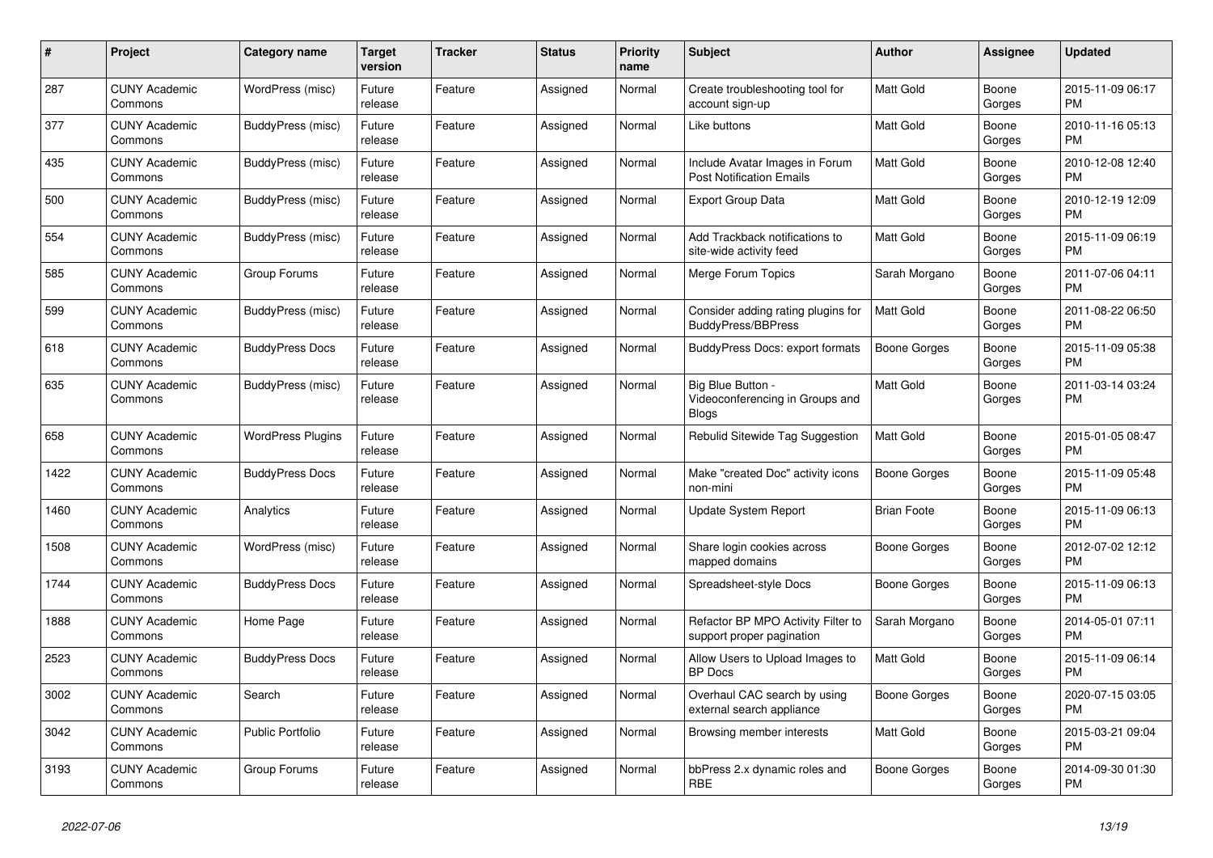| # | Project | Category name | Target version | Tracker | Status | Priority name | Subject | Author | Assignee | Updated |
|---|---|---|---|---|---|---|---|---|---|---|
| 287 | CUNY Academic Commons | WordPress (misc) | Future release | Feature | Assigned | Normal | Create troubleshooting tool for account sign-up | Matt Gold | Boone Gorges | 2015-11-09 06:17 PM |
| 377 | CUNY Academic Commons | BuddyPress (misc) | Future release | Feature | Assigned | Normal | Like buttons | Matt Gold | Boone Gorges | 2010-11-16 05:13 PM |
| 435 | CUNY Academic Commons | BuddyPress (misc) | Future release | Feature | Assigned | Normal | Include Avatar Images in Forum Post Notification Emails | Matt Gold | Boone Gorges | 2010-12-08 12:40 PM |
| 500 | CUNY Academic Commons | BuddyPress (misc) | Future release | Feature | Assigned | Normal | Export Group Data | Matt Gold | Boone Gorges | 2010-12-19 12:09 PM |
| 554 | CUNY Academic Commons | BuddyPress (misc) | Future release | Feature | Assigned | Normal | Add Trackback notifications to site-wide activity feed | Matt Gold | Boone Gorges | 2015-11-09 06:19 PM |
| 585 | CUNY Academic Commons | Group Forums | Future release | Feature | Assigned | Normal | Merge Forum Topics | Sarah Morgano | Boone Gorges | 2011-07-06 04:11 PM |
| 599 | CUNY Academic Commons | BuddyPress (misc) | Future release | Feature | Assigned | Normal | Consider adding rating plugins for BuddyPress/BBPress | Matt Gold | Boone Gorges | 2011-08-22 06:50 PM |
| 618 | CUNY Academic Commons | BuddyPress Docs | Future release | Feature | Assigned | Normal | BuddyPress Docs: export formats | Boone Gorges | Boone Gorges | 2015-11-09 05:38 PM |
| 635 | CUNY Academic Commons | BuddyPress (misc) | Future release | Feature | Assigned | Normal | Big Blue Button - Videoconferencing in Groups and Blogs | Matt Gold | Boone Gorges | 2011-03-14 03:24 PM |
| 658 | CUNY Academic Commons | WordPress Plugins | Future release | Feature | Assigned | Normal | Rebulid Sitewide Tag Suggestion | Matt Gold | Boone Gorges | 2015-01-05 08:47 PM |
| 1422 | CUNY Academic Commons | BuddyPress Docs | Future release | Feature | Assigned | Normal | Make "created Doc" activity icons non-mini | Boone Gorges | Boone Gorges | 2015-11-09 05:48 PM |
| 1460 | CUNY Academic Commons | Analytics | Future release | Feature | Assigned | Normal | Update System Report | Brian Foote | Boone Gorges | 2015-11-09 06:13 PM |
| 1508 | CUNY Academic Commons | WordPress (misc) | Future release | Feature | Assigned | Normal | Share login cookies across mapped domains | Boone Gorges | Boone Gorges | 2012-07-02 12:12 PM |
| 1744 | CUNY Academic Commons | BuddyPress Docs | Future release | Feature | Assigned | Normal | Spreadsheet-style Docs | Boone Gorges | Boone Gorges | 2015-11-09 06:13 PM |
| 1888 | CUNY Academic Commons | Home Page | Future release | Feature | Assigned | Normal | Refactor BP MPO Activity Filter to support proper pagination | Sarah Morgano | Boone Gorges | 2014-05-01 07:11 PM |
| 2523 | CUNY Academic Commons | BuddyPress Docs | Future release | Feature | Assigned | Normal | Allow Users to Upload Images to BP Docs | Matt Gold | Boone Gorges | 2015-11-09 06:14 PM |
| 3002 | CUNY Academic Commons | Search | Future release | Feature | Assigned | Normal | Overhaul CAC search by using external search appliance | Boone Gorges | Boone Gorges | 2020-07-15 03:05 PM |
| 3042 | CUNY Academic Commons | Public Portfolio | Future release | Feature | Assigned | Normal | Browsing member interests | Matt Gold | Boone Gorges | 2015-03-21 09:04 PM |
| 3193 | CUNY Academic Commons | Group Forums | Future release | Feature | Assigned | Normal | bbPress 2.x dynamic roles and RBE | Boone Gorges | Boone Gorges | 2014-09-30 01:30 PM |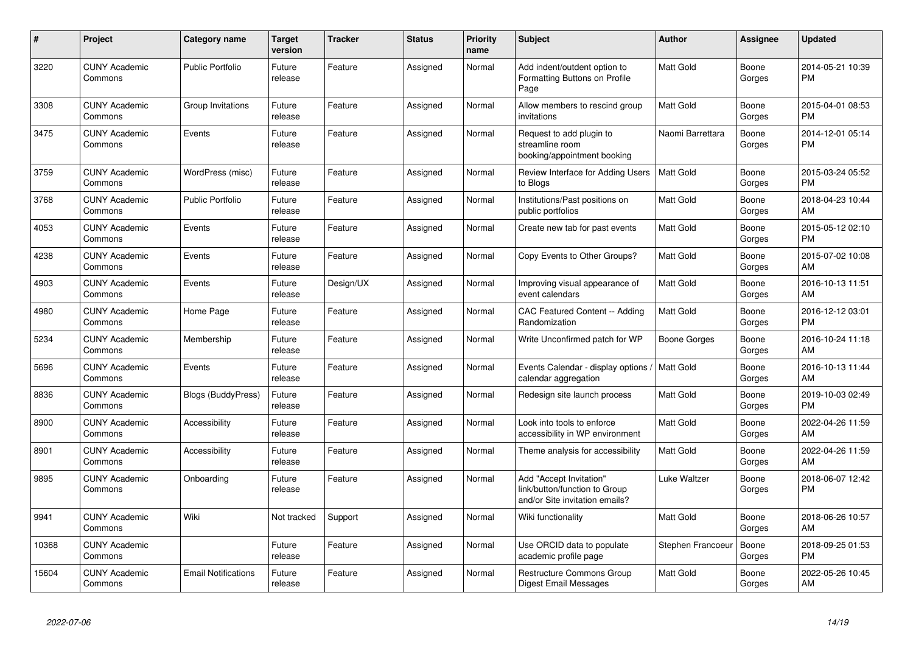| # | Project | Category name | Target version | Tracker | Status | Priority name | Subject | Author | Assignee | Updated |
|---|---|---|---|---|---|---|---|---|---|---|
| 3220 | CUNY Academic Commons | Public Portfolio | Future release | Feature | Assigned | Normal | Add indent/outdent option to Formatting Buttons on Profile Page | Matt Gold | Boone Gorges | 2014-05-21 10:39 PM |
| 3308 | CUNY Academic Commons | Group Invitations | Future release | Feature | Assigned | Normal | Allow members to rescind group invitations | Matt Gold | Boone Gorges | 2015-04-01 08:53 PM |
| 3475 | CUNY Academic Commons | Events | Future release | Feature | Assigned | Normal | Request to add plugin to streamline room booking/appointment booking | Naomi Barrettara | Boone Gorges | 2014-12-01 05:14 PM |
| 3759 | CUNY Academic Commons | WordPress (misc) | Future release | Feature | Assigned | Normal | Review Interface for Adding Users to Blogs | Matt Gold | Boone Gorges | 2015-03-24 05:52 PM |
| 3768 | CUNY Academic Commons | Public Portfolio | Future release | Feature | Assigned | Normal | Institutions/Past positions on public portfolios | Matt Gold | Boone Gorges | 2018-04-23 10:44 AM |
| 4053 | CUNY Academic Commons | Events | Future release | Feature | Assigned | Normal | Create new tab for past events | Matt Gold | Boone Gorges | 2015-05-12 02:10 PM |
| 4238 | CUNY Academic Commons | Events | Future release | Feature | Assigned | Normal | Copy Events to Other Groups? | Matt Gold | Boone Gorges | 2015-07-02 10:08 AM |
| 4903 | CUNY Academic Commons | Events | Future release | Design/UX | Assigned | Normal | Improving visual appearance of event calendars | Matt Gold | Boone Gorges | 2016-10-13 11:51 AM |
| 4980 | CUNY Academic Commons | Home Page | Future release | Feature | Assigned | Normal | CAC Featured Content -- Adding Randomization | Matt Gold | Boone Gorges | 2016-12-12 03:01 PM |
| 5234 | CUNY Academic Commons | Membership | Future release | Feature | Assigned | Normal | Write Unconfirmed patch for WP | Boone Gorges | Boone Gorges | 2016-10-24 11:18 AM |
| 5696 | CUNY Academic Commons | Events | Future release | Feature | Assigned | Normal | Events Calendar - display options / calendar aggregation | Matt Gold | Boone Gorges | 2016-10-13 11:44 AM |
| 8836 | CUNY Academic Commons | Blogs (BuddyPress) | Future release | Feature | Assigned | Normal | Redesign site launch process | Matt Gold | Boone Gorges | 2019-10-03 02:49 PM |
| 8900 | CUNY Academic Commons | Accessibility | Future release | Feature | Assigned | Normal | Look into tools to enforce accessibility in WP environment | Matt Gold | Boone Gorges | 2022-04-26 11:59 AM |
| 8901 | CUNY Academic Commons | Accessibility | Future release | Feature | Assigned | Normal | Theme analysis for accessibility | Matt Gold | Boone Gorges | 2022-04-26 11:59 AM |
| 9895 | CUNY Academic Commons | Onboarding | Future release | Feature | Assigned | Normal | Add "Accept Invitation" link/button/function to Group and/or Site invitation emails? | Luke Waltzer | Boone Gorges | 2018-06-07 12:42 PM |
| 9941 | CUNY Academic Commons | Wiki | Not tracked | Support | Assigned | Normal | Wiki functionality | Matt Gold | Boone Gorges | 2018-06-26 10:57 AM |
| 10368 | CUNY Academic Commons | | Future release | Feature | Assigned | Normal | Use ORCID data to populate academic profile page | Stephen Francoeur | Boone Gorges | 2018-09-25 01:53 PM |
| 15604 | CUNY Academic Commons | Email Notifications | Future release | Feature | Assigned | Normal | Restructure Commons Group Digest Email Messages | Matt Gold | Boone Gorges | 2022-05-26 10:45 AM |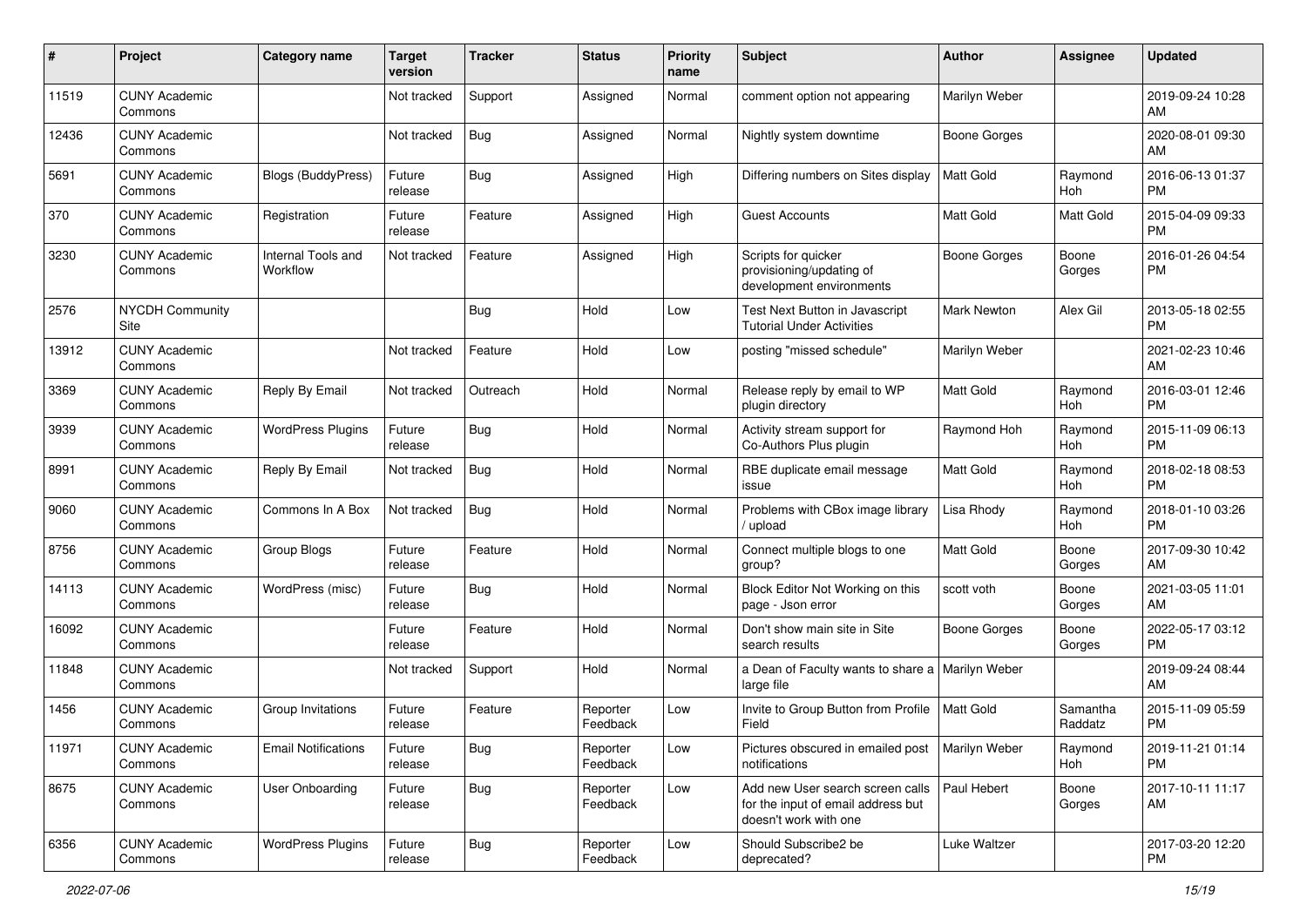| # | Project | Category name | Target version | Tracker | Status | Priority name | Subject | Author | Assignee | Updated |
|---|---|---|---|---|---|---|---|---|---|---|
| 11519 | CUNY Academic Commons | | Not tracked | Support | Assigned | Normal | comment option not appearing | Marilyn Weber | | 2019-09-24 10:28 AM |
| 12436 | CUNY Academic Commons | | Not tracked | Bug | Assigned | Normal | Nightly system downtime | Boone Gorges | | 2020-08-01 09:30 AM |
| 5691 | CUNY Academic Commons | Blogs (BuddyPress) | Future release | Bug | Assigned | High | Differing numbers on Sites display | Matt Gold | Raymond Hoh | 2016-06-13 01:37 PM |
| 370 | CUNY Academic Commons | Registration | Future release | Feature | Assigned | High | Guest Accounts | Matt Gold | Matt Gold | 2015-04-09 09:33 PM |
| 3230 | CUNY Academic Commons | Internal Tools and Workflow | Not tracked | Feature | Assigned | High | Scripts for quicker provisioning/updating of development environments | Boone Gorges | Boone Gorges | 2016-01-26 04:54 PM |
| 2576 | NYCDH Community Site | | | Bug | Hold | Low | Test Next Button in Javascript Tutorial Under Activities | Mark Newton | Alex Gil | 2013-05-18 02:55 PM |
| 13912 | CUNY Academic Commons | | Not tracked | Feature | Hold | Low | posting "missed schedule" | Marilyn Weber | | 2021-02-23 10:46 AM |
| 3369 | CUNY Academic Commons | Reply By Email | Not tracked | Outreach | Hold | Normal | Release reply by email to WP plugin directory | Matt Gold | Raymond Hoh | 2016-03-01 12:46 PM |
| 3939 | CUNY Academic Commons | WordPress Plugins | Future release | Bug | Hold | Normal | Activity stream support for Co-Authors Plus plugin | Raymond Hoh | Raymond Hoh | 2015-11-09 06:13 PM |
| 8991 | CUNY Academic Commons | Reply By Email | Not tracked | Bug | Hold | Normal | RBE duplicate email message issue | Matt Gold | Raymond Hoh | 2018-02-18 08:53 PM |
| 9060 | CUNY Academic Commons | Commons In A Box | Not tracked | Bug | Hold | Normal | Problems with CBox image library / upload | Lisa Rhody | Raymond Hoh | 2018-01-10 03:26 PM |
| 8756 | CUNY Academic Commons | Group Blogs | Future release | Feature | Hold | Normal | Connect multiple blogs to one group? | Matt Gold | Boone Gorges | 2017-09-30 10:42 AM |
| 14113 | CUNY Academic Commons | WordPress (misc) | Future release | Bug | Hold | Normal | Block Editor Not Working on this page - Json error | scott voth | Boone Gorges | 2021-03-05 11:01 AM |
| 16092 | CUNY Academic Commons | | Future release | Feature | Hold | Normal | Don't show main site in Site search results | Boone Gorges | Boone Gorges | 2022-05-17 03:12 PM |
| 11848 | CUNY Academic Commons | | Not tracked | Support | Hold | Normal | a Dean of Faculty wants to share a large file | Marilyn Weber | | 2019-09-24 08:44 AM |
| 1456 | CUNY Academic Commons | Group Invitations | Future release | Feature | Reporter Feedback | Low | Invite to Group Button from Profile Field | Matt Gold | Samantha Raddatz | 2015-11-09 05:59 PM |
| 11971 | CUNY Academic Commons | Email Notifications | Future release | Bug | Reporter Feedback | Low | Pictures obscured in emailed post notifications | Marilyn Weber | Raymond Hoh | 2019-11-21 01:14 PM |
| 8675 | CUNY Academic Commons | User Onboarding | Future release | Bug | Reporter Feedback | Low | Add new User search screen calls for the input of email address but doesn't work with one | Paul Hebert | Boone Gorges | 2017-10-11 11:17 AM |
| 6356 | CUNY Academic Commons | WordPress Plugins | Future release | Bug | Reporter Feedback | Low | Should Subscribe2 be deprecated? | Luke Waltzer | | 2017-03-20 12:20 PM |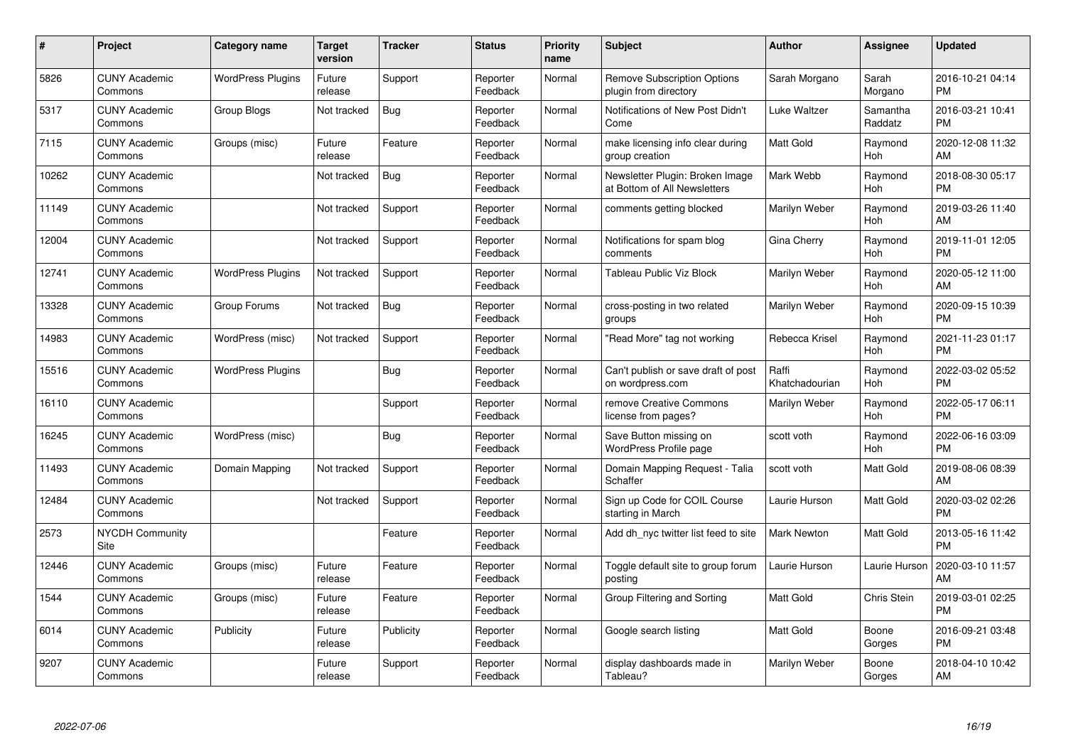| # | Project | Category name | Target version | Tracker | Status | Priority name | Subject | Author | Assignee | Updated |
|---|---|---|---|---|---|---|---|---|---|---|
| 5826 | CUNY Academic Commons | WordPress Plugins | Future release | Support | Reporter Feedback | Normal | Remove Subscription Options plugin from directory | Sarah Morgano | Sarah Morgano | 2016-10-21 04:14 PM |
| 5317 | CUNY Academic Commons | Group Blogs | Not tracked | Bug | Reporter Feedback | Normal | Notifications of New Post Didn't Come | Luke Waltzer | Samantha Raddatz | 2016-03-21 10:41 PM |
| 7115 | CUNY Academic Commons | Groups (misc) | Future release | Feature | Reporter Feedback | Normal | make licensing info clear during group creation | Matt Gold | Raymond Hoh | 2020-12-08 11:32 AM |
| 10262 | CUNY Academic Commons | | Not tracked | Bug | Reporter Feedback | Normal | Newsletter Plugin: Broken Image at Bottom of All Newsletters | Mark Webb | Raymond Hoh | 2018-08-30 05:17 PM |
| 11149 | CUNY Academic Commons | | Not tracked | Support | Reporter Feedback | Normal | comments getting blocked | Marilyn Weber | Raymond Hoh | 2019-03-26 11:40 AM |
| 12004 | CUNY Academic Commons | | Not tracked | Support | Reporter Feedback | Normal | Notifications for spam blog comments | Gina Cherry | Raymond Hoh | 2019-11-01 12:05 PM |
| 12741 | CUNY Academic Commons | WordPress Plugins | Not tracked | Support | Reporter Feedback | Normal | Tableau Public Viz Block | Marilyn Weber | Raymond Hoh | 2020-05-12 11:00 AM |
| 13328 | CUNY Academic Commons | Group Forums | Not tracked | Bug | Reporter Feedback | Normal | cross-posting in two related groups | Marilyn Weber | Raymond Hoh | 2020-09-15 10:39 PM |
| 14983 | CUNY Academic Commons | WordPress (misc) | Not tracked | Support | Reporter Feedback | Normal | "Read More" tag not working | Rebecca Krisel | Raymond Hoh | 2021-11-23 01:17 PM |
| 15516 | CUNY Academic Commons | WordPress Plugins | | Bug | Reporter Feedback | Normal | Can't publish or save draft of post on wordpress.com | Raffi Khatchadourian | Raymond Hoh | 2022-03-02 05:52 PM |
| 16110 | CUNY Academic Commons | | | Support | Reporter Feedback | Normal | remove Creative Commons license from pages? | Marilyn Weber | Raymond Hoh | 2022-05-17 06:11 PM |
| 16245 | CUNY Academic Commons | WordPress (misc) | | Bug | Reporter Feedback | Normal | Save Button missing on WordPress Profile page | scott voth | Raymond Hoh | 2022-06-16 03:09 PM |
| 11493 | CUNY Academic Commons | Domain Mapping | Not tracked | Support | Reporter Feedback | Normal | Domain Mapping Request - Talia Schaffer | scott voth | Matt Gold | 2019-08-06 08:39 AM |
| 12484 | CUNY Academic Commons | | Not tracked | Support | Reporter Feedback | Normal | Sign up Code for COIL Course starting in March | Laurie Hurson | Matt Gold | 2020-03-02 02:26 PM |
| 2573 | NYCDH Community Site | | | Feature | Reporter Feedback | Normal | Add dh_nyc twitter list feed to site | Mark Newton | Matt Gold | 2013-05-16 11:42 PM |
| 12446 | CUNY Academic Commons | Groups (misc) | Future release | Feature | Reporter Feedback | Normal | Toggle default site to group forum posting | Laurie Hurson | Laurie Hurson | 2020-03-10 11:57 AM |
| 1544 | CUNY Academic Commons | Groups (misc) | Future release | Feature | Reporter Feedback | Normal | Group Filtering and Sorting | Matt Gold | Chris Stein | 2019-03-01 02:25 PM |
| 6014 | CUNY Academic Commons | Publicity | Future release | Publicity | Reporter Feedback | Normal | Google search listing | Matt Gold | Boone Gorges | 2016-09-21 03:48 PM |
| 9207 | CUNY Academic Commons | | Future release | Support | Reporter Feedback | Normal | display dashboards made in Tableau? | Marilyn Weber | Boone Gorges | 2018-04-10 10:42 AM |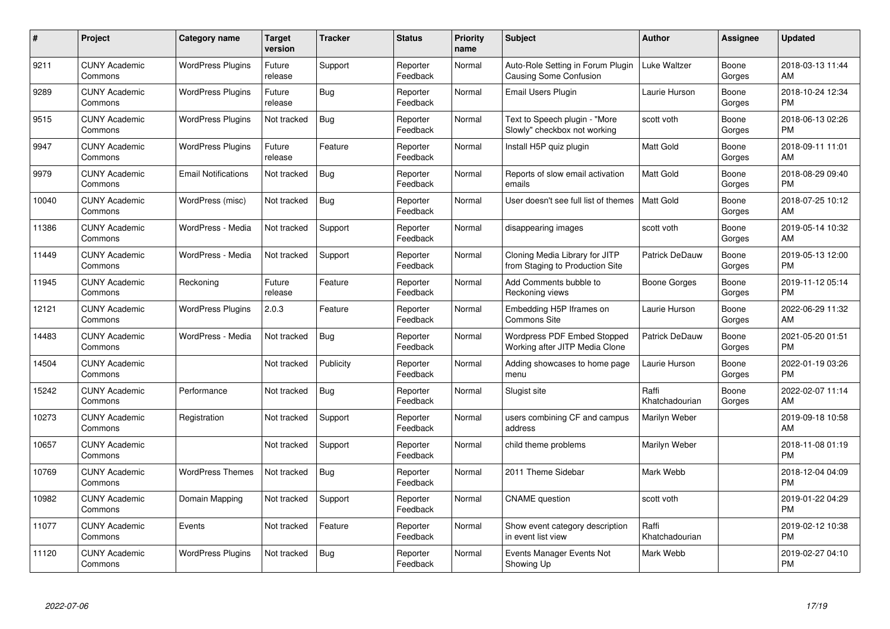| # | Project | Category name | Target version | Tracker | Status | Priority name | Subject | Author | Assignee | Updated |
|---|---|---|---|---|---|---|---|---|---|---|
| 9211 | CUNY Academic Commons | WordPress Plugins | Future release | Support | Reporter Feedback | Normal | Auto-Role Setting in Forum Plugin Causing Some Confusion | Luke Waltzer | Boone Gorges | 2018-03-13 11:44 AM |
| 9289 | CUNY Academic Commons | WordPress Plugins | Future release | Bug | Reporter Feedback | Normal | Email Users Plugin | Laurie Hurson | Boone Gorges | 2018-10-24 12:34 PM |
| 9515 | CUNY Academic Commons | WordPress Plugins | Not tracked | Bug | Reporter Feedback | Normal | Text to Speech plugin - "More Slowly" checkbox not working | scott voth | Boone Gorges | 2018-06-13 02:26 PM |
| 9947 | CUNY Academic Commons | WordPress Plugins | Future release | Feature | Reporter Feedback | Normal | Install H5P quiz plugin | Matt Gold | Boone Gorges | 2018-09-11 11:01 AM |
| 9979 | CUNY Academic Commons | Email Notifications | Not tracked | Bug | Reporter Feedback | Normal | Reports of slow email activation emails | Matt Gold | Boone Gorges | 2018-08-29 09:40 PM |
| 10040 | CUNY Academic Commons | WordPress (misc) | Not tracked | Bug | Reporter Feedback | Normal | User doesn't see full list of themes | Matt Gold | Boone Gorges | 2018-07-25 10:12 AM |
| 11386 | CUNY Academic Commons | WordPress - Media | Not tracked | Support | Reporter Feedback | Normal | disappearing images | scott voth | Boone Gorges | 2019-05-14 10:32 AM |
| 11449 | CUNY Academic Commons | WordPress - Media | Not tracked | Support | Reporter Feedback | Normal | Cloning Media Library for JITP from Staging to Production Site | Patrick DeDauw | Boone Gorges | 2019-05-13 12:00 PM |
| 11945 | CUNY Academic Commons | Reckoning | Future release | Feature | Reporter Feedback | Normal | Add Comments bubble to Reckoning views | Boone Gorges | Boone Gorges | 2019-11-12 05:14 PM |
| 12121 | CUNY Academic Commons | WordPress Plugins | 2.0.3 | Feature | Reporter Feedback | Normal | Embedding H5P Iframes on Commons Site | Laurie Hurson | Boone Gorges | 2022-06-29 11:32 AM |
| 14483 | CUNY Academic Commons | WordPress - Media | Not tracked | Bug | Reporter Feedback | Normal | Wordpress PDF Embed Stopped Working after JITP Media Clone | Patrick DeDauw | Boone Gorges | 2021-05-20 01:51 PM |
| 14504 | CUNY Academic Commons | | Not tracked | Publicity | Reporter Feedback | Normal | Adding showcases to home page menu | Laurie Hurson | Boone Gorges | 2022-01-19 03:26 PM |
| 15242 | CUNY Academic Commons | Performance | Not tracked | Bug | Reporter Feedback | Normal | Slugist site | Raffi Khatchadourian | Boone Gorges | 2022-02-07 11:14 AM |
| 10273 | CUNY Academic Commons | Registration | Not tracked | Support | Reporter Feedback | Normal | users combining CF and campus address | Marilyn Weber | | 2019-09-18 10:58 AM |
| 10657 | CUNY Academic Commons | | Not tracked | Support | Reporter Feedback | Normal | child theme problems | Marilyn Weber | | 2018-11-08 01:19 PM |
| 10769 | CUNY Academic Commons | WordPress Themes | Not tracked | Bug | Reporter Feedback | Normal | 2011 Theme Sidebar | Mark Webb | | 2018-12-04 04:09 PM |
| 10982 | CUNY Academic Commons | Domain Mapping | Not tracked | Support | Reporter Feedback | Normal | CNAME question | scott voth | | 2019-01-22 04:29 PM |
| 11077 | CUNY Academic Commons | Events | Not tracked | Feature | Reporter Feedback | Normal | Show event category description in event list view | Raffi Khatchadourian | | 2019-02-12 10:38 PM |
| 11120 | CUNY Academic Commons | WordPress Plugins | Not tracked | Bug | Reporter Feedback | Normal | Events Manager Events Not Showing Up | Mark Webb | | 2019-02-27 04:10 PM |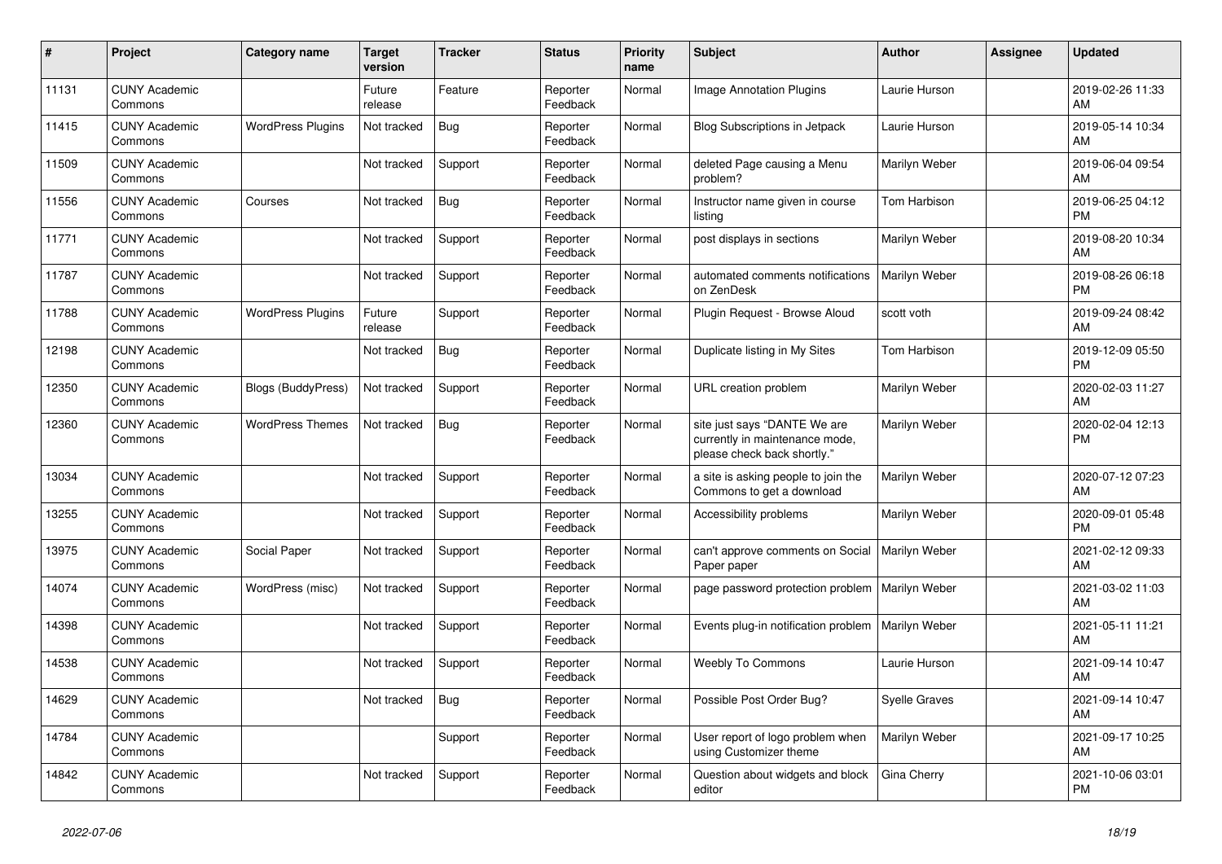| # | Project | Category name | Target version | Tracker | Status | Priority name | Subject | Author | Assignee | Updated |
|---|---|---|---|---|---|---|---|---|---|---|
| 11131 | CUNY Academic Commons | | Future release | Feature | Reporter Feedback | Normal | Image Annotation Plugins | Laurie Hurson | | 2019-02-26 11:33 AM |
| 11415 | CUNY Academic Commons | WordPress Plugins | Not tracked | Bug | Reporter Feedback | Normal | Blog Subscriptions in Jetpack | Laurie Hurson | | 2019-05-14 10:34 AM |
| 11509 | CUNY Academic Commons | | Not tracked | Support | Reporter Feedback | Normal | deleted Page causing a Menu problem? | Marilyn Weber | | 2019-06-04 09:54 AM |
| 11556 | CUNY Academic Commons | Courses | Not tracked | Bug | Reporter Feedback | Normal | Instructor name given in course listing | Tom Harbison | | 2019-06-25 04:12 PM |
| 11771 | CUNY Academic Commons | | Not tracked | Support | Reporter Feedback | Normal | post displays in sections | Marilyn Weber | | 2019-08-20 10:34 AM |
| 11787 | CUNY Academic Commons | | Not tracked | Support | Reporter Feedback | Normal | automated comments notifications on ZenDesk | Marilyn Weber | | 2019-08-26 06:18 PM |
| 11788 | CUNY Academic Commons | WordPress Plugins | Future release | Support | Reporter Feedback | Normal | Plugin Request - Browse Aloud | scott voth | | 2019-09-24 08:42 AM |
| 12198 | CUNY Academic Commons | | Not tracked | Bug | Reporter Feedback | Normal | Duplicate listing in My Sites | Tom Harbison | | 2019-12-09 05:50 PM |
| 12350 | CUNY Academic Commons | Blogs (BuddyPress) | Not tracked | Support | Reporter Feedback | Normal | URL creation problem | Marilyn Weber | | 2020-02-03 11:27 AM |
| 12360 | CUNY Academic Commons | WordPress Themes | Not tracked | Bug | Reporter Feedback | Normal | site just says "DANTE We are currently in maintenance mode, please check back shortly." | Marilyn Weber | | 2020-02-04 12:13 PM |
| 13034 | CUNY Academic Commons | | Not tracked | Support | Reporter Feedback | Normal | a site is asking people to join the Commons to get a download | Marilyn Weber | | 2020-07-12 07:23 AM |
| 13255 | CUNY Academic Commons | | Not tracked | Support | Reporter Feedback | Normal | Accessibility problems | Marilyn Weber | | 2020-09-01 05:48 PM |
| 13975 | CUNY Academic Commons | Social Paper | Not tracked | Support | Reporter Feedback | Normal | can't approve comments on Social Paper paper | Marilyn Weber | | 2021-02-12 09:33 AM |
| 14074 | CUNY Academic Commons | WordPress (misc) | Not tracked | Support | Reporter Feedback | Normal | page password protection problem | Marilyn Weber | | 2021-03-02 11:03 AM |
| 14398 | CUNY Academic Commons | | Not tracked | Support | Reporter Feedback | Normal | Events plug-in notification problem | Marilyn Weber | | 2021-05-11 11:21 AM |
| 14538 | CUNY Academic Commons | | Not tracked | Support | Reporter Feedback | Normal | Weebly To Commons | Laurie Hurson | | 2021-09-14 10:47 AM |
| 14629 | CUNY Academic Commons | | Not tracked | Bug | Reporter Feedback | Normal | Possible Post Order Bug? | Syelle Graves | | 2021-09-14 10:47 AM |
| 14784 | CUNY Academic Commons | | | Support | Reporter Feedback | Normal | User report of logo problem when using Customizer theme | Marilyn Weber | | 2021-09-17 10:25 AM |
| 14842 | CUNY Academic Commons | | Not tracked | Support | Reporter Feedback | Normal | Question about widgets and block editor | Gina Cherry | | 2021-10-06 03:01 PM |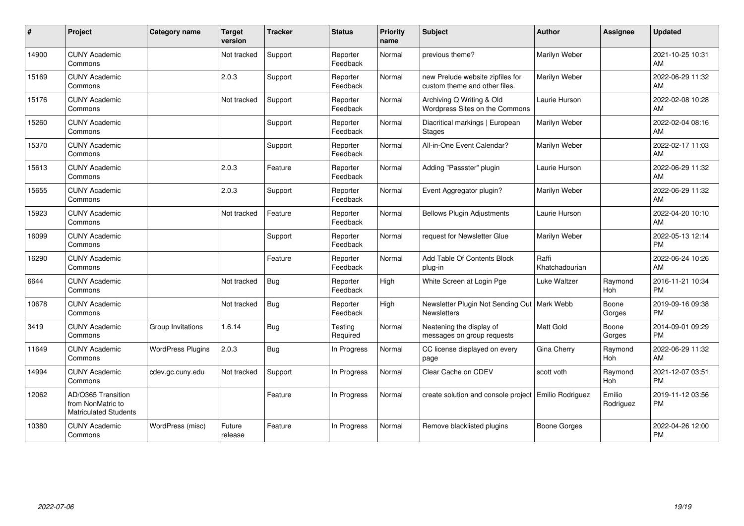| # | Project | Category name | Target version | Tracker | Status | Priority name | Subject | Author | Assignee | Updated |
|---|---|---|---|---|---|---|---|---|---|---|
| 14900 | CUNY Academic Commons | | Not tracked | Support | Reporter Feedback | Normal | previous theme? | Marilyn Weber | | 2021-10-25 10:31 AM |
| 15169 | CUNY Academic Commons | | 2.0.3 | Support | Reporter Feedback | Normal | new Prelude website zipfiles for custom theme and other files. | Marilyn Weber | | 2022-06-29 11:32 AM |
| 15176 | CUNY Academic Commons | | Not tracked | Support | Reporter Feedback | Normal | Archiving Q Writing & Old Wordpress Sites on the Commons | Laurie Hurson | | 2022-02-08 10:28 AM |
| 15260 | CUNY Academic Commons | | | Support | Reporter Feedback | Normal | Diacritical markings \| European Stages | Marilyn Weber | | 2022-02-04 08:16 AM |
| 15370 | CUNY Academic Commons | | | Support | Reporter Feedback | Normal | All-in-One Event Calendar? | Marilyn Weber | | 2022-02-17 11:03 AM |
| 15613 | CUNY Academic Commons | | 2.0.3 | Feature | Reporter Feedback | Normal | Adding "Passster" plugin | Laurie Hurson | | 2022-06-29 11:32 AM |
| 15655 | CUNY Academic Commons | | 2.0.3 | Support | Reporter Feedback | Normal | Event Aggregator plugin? | Marilyn Weber | | 2022-06-29 11:32 AM |
| 15923 | CUNY Academic Commons | | Not tracked | Feature | Reporter Feedback | Normal | Bellows Plugin Adjustments | Laurie Hurson | | 2022-04-20 10:10 AM |
| 16099 | CUNY Academic Commons | | | Support | Reporter Feedback | Normal | request for Newsletter Glue | Marilyn Weber | | 2022-05-13 12:14 PM |
| 16290 | CUNY Academic Commons | | | Feature | Reporter Feedback | Normal | Add Table Of Contents Block plug-in | Raffi Khatchadourian | | 2022-06-24 10:26 AM |
| 6644 | CUNY Academic Commons | | Not tracked | Bug | Reporter Feedback | High | White Screen at Login Pge | Luke Waltzer | Raymond Hoh | 2016-11-21 10:34 PM |
| 10678 | CUNY Academic Commons | | Not tracked | Bug | Reporter Feedback | High | Newsletter Plugin Not Sending Out Newsletters | Mark Webb | Boone Gorges | 2019-09-16 09:38 PM |
| 3419 | CUNY Academic Commons | Group Invitations | 1.6.14 | Bug | Testing Required | Normal | Neatening the display of messages on group requests | Matt Gold | Boone Gorges | 2014-09-01 09:29 PM |
| 11649 | CUNY Academic Commons | WordPress Plugins | 2.0.3 | Bug | In Progress | Normal | CC license displayed on every page | Gina Cherry | Raymond Hoh | 2022-06-29 11:32 AM |
| 14994 | CUNY Academic Commons | cdev.gc.cuny.edu | Not tracked | Support | In Progress | Normal | Clear Cache on CDEV | scott voth | Raymond Hoh | 2021-12-07 03:51 PM |
| 12062 | AD/O365 Transition from NonMatric to Matriculated Students | | | Feature | In Progress | Normal | create solution and console project | Emilio Rodriguez | Emilio Rodriguez | 2019-11-12 03:56 PM |
| 10380 | CUNY Academic Commons | WordPress (misc) | Future release | Feature | In Progress | Normal | Remove blacklisted plugins | Boone Gorges | | 2022-04-26 12:00 PM |